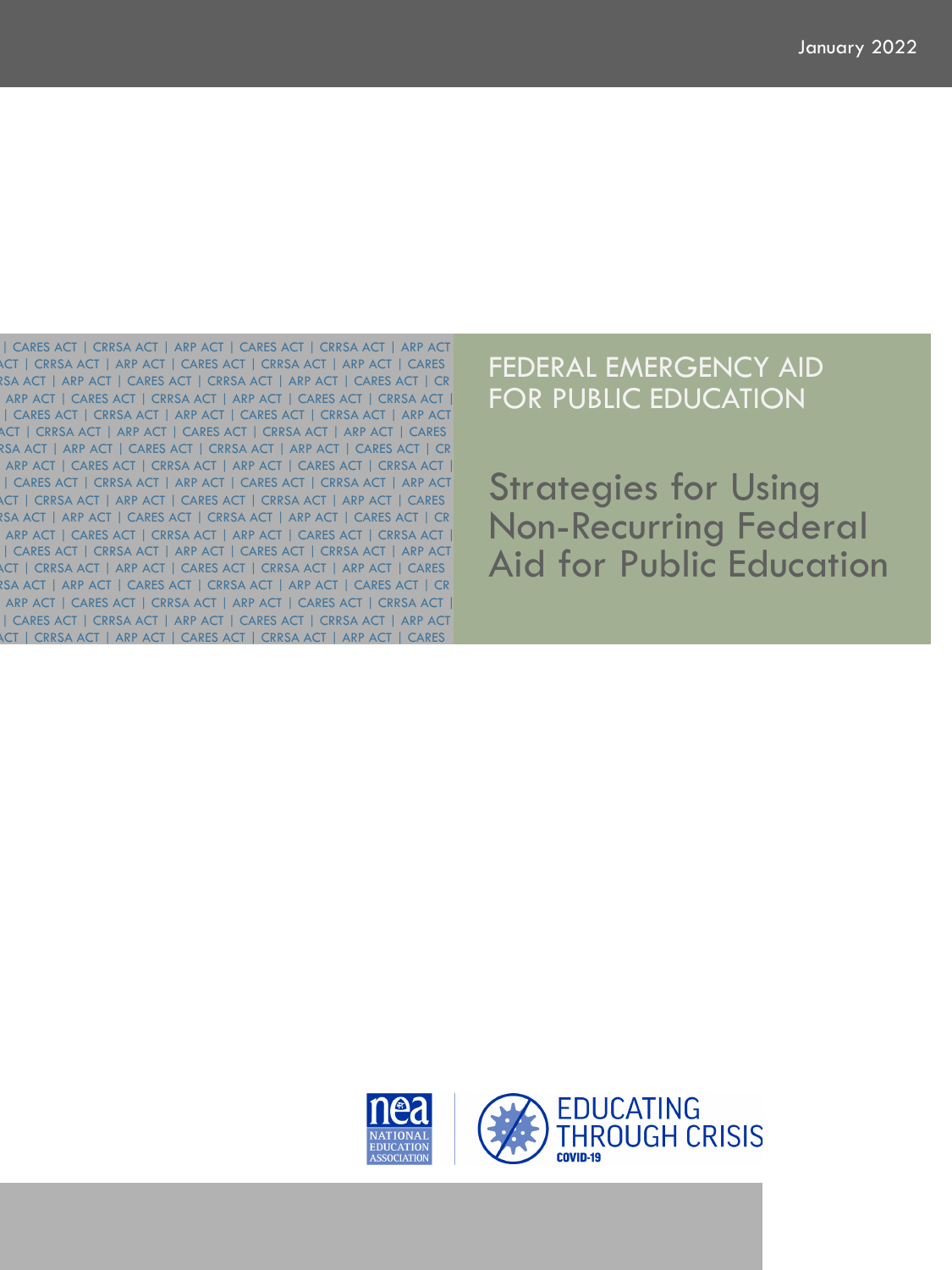January 2022

# FEDERAL EMERGENCY AID FOR PUBLIC EDUCATION

## Strategies for Using Non-Recurring Federal Aid for Public Education

NEA NATIONAL EDUCATION ASSOCIATION | EDUCATING THROUGH CRISIS COVID-19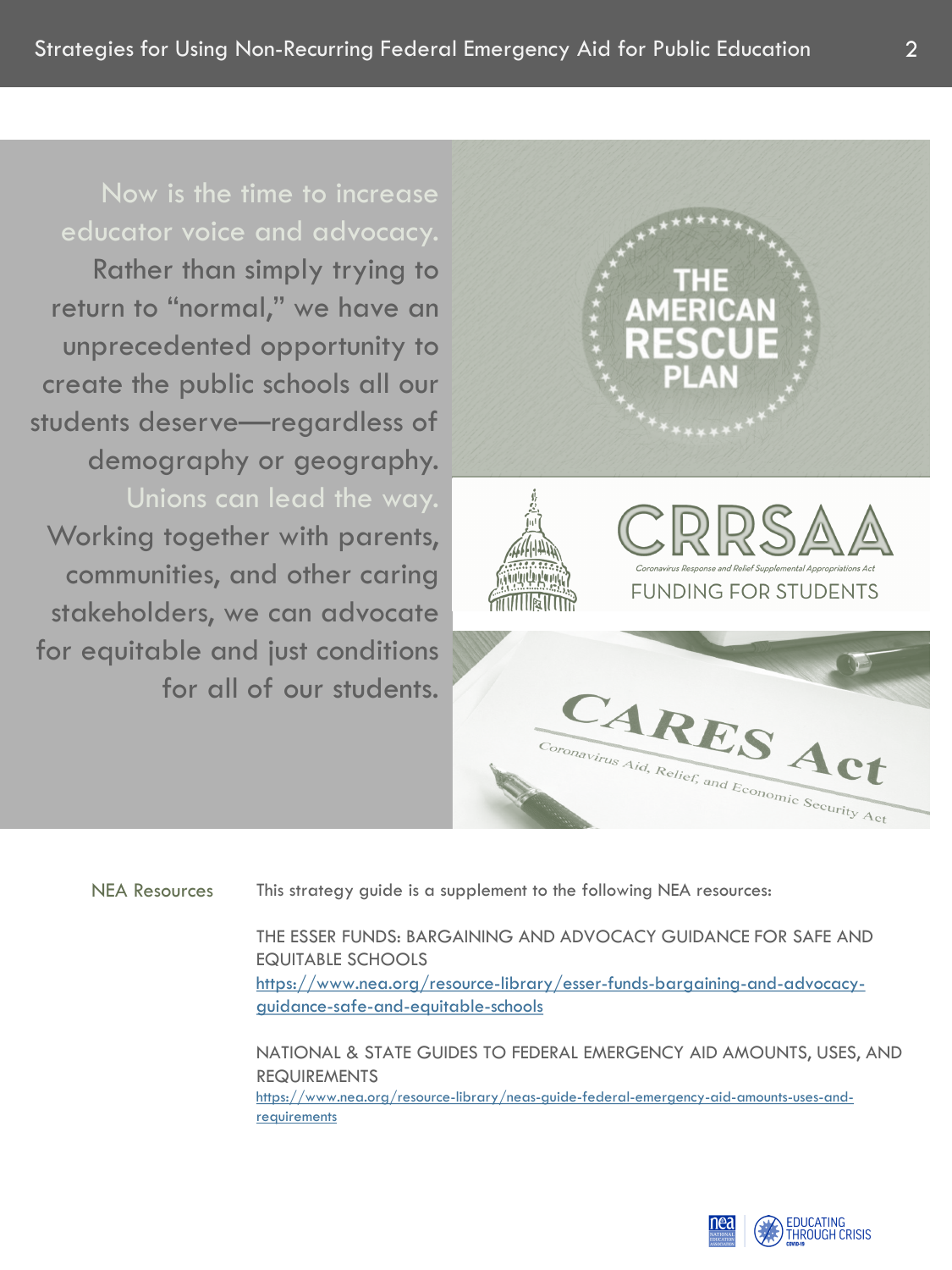Now is the time to increase educator voice and advocacy. Rather than simply trying to return to "normal," we have an unprecedented opportunity to create the public schools all our students deserve—regardless of demography or geography. Unions can lead the way. Working together with parents, communities, and other caring stakeholders, we can advocate for equitable and just conditions for all of our students.

**NEA Resources**

This strategy guide is a supplement to the following NEA resources:

THE ESSER FUNDS: BARGAINING AND ADVOCACY GUIDANCE FOR SAFE AND EQUITABLE SCHOOLS
https://www.nea.org/resource-library/esser-funds-bargaining-and-advocacy-guidance-safe-and-equitable-schools

NATIONAL & STATE GUIDES TO FEDERAL EMERGENCY AID AMOUNTS, USES, AND REQUIREMENTS
https://www.nea.org/resource-library/neas-guide-federal-emergency-aid-amounts-uses-and-requirements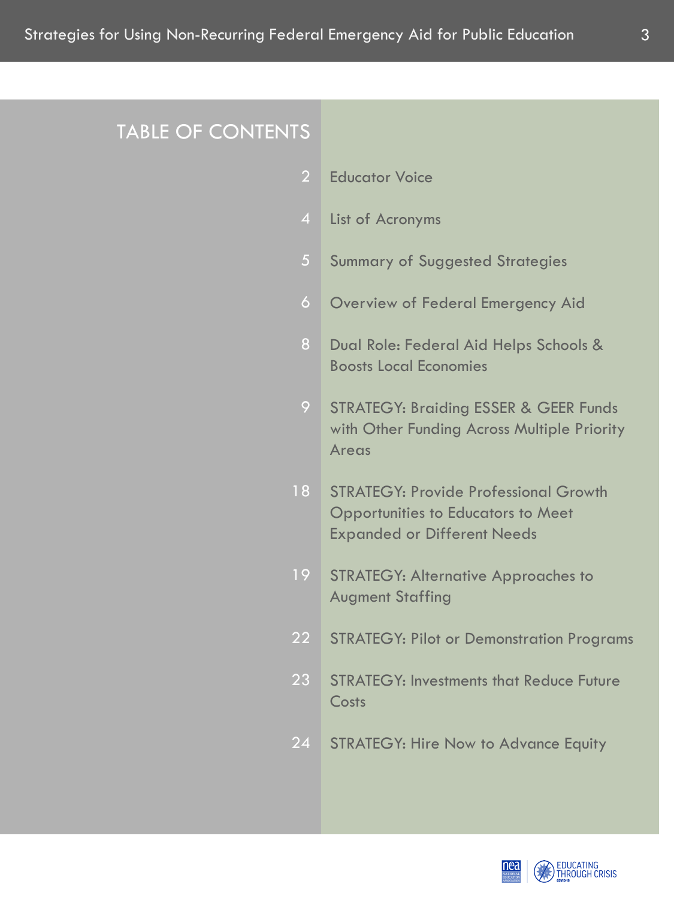# TABLE OF CONTENTS

| | |
|---|---|
| 2 | Educator Voice |
| 4 | List of Acronyms |
| 5 | Summary of Suggested Strategies |
| 6 | Overview of Federal Emergency Aid |
| 8 | Dual Role: Federal Aid Helps Schools & Boosts Local Economies |
| 9 | STRATEGY: Braiding ESSER & GEER Funds with Other Funding Across Multiple Priority Areas |
| 18 | STRATEGY: Provide Professional Growth Opportunities to Educators to Meet Expanded or Different Needs |
| 19 | STRATEGY: Alternative Approaches to Augment Staffing |
| 22 | STRATEGY: Pilot or Demonstration Programs |
| 23 | STRATEGY: Investments that Reduce Future Costs |
| 24 | STRATEGY: Hire Now to Advance Equity |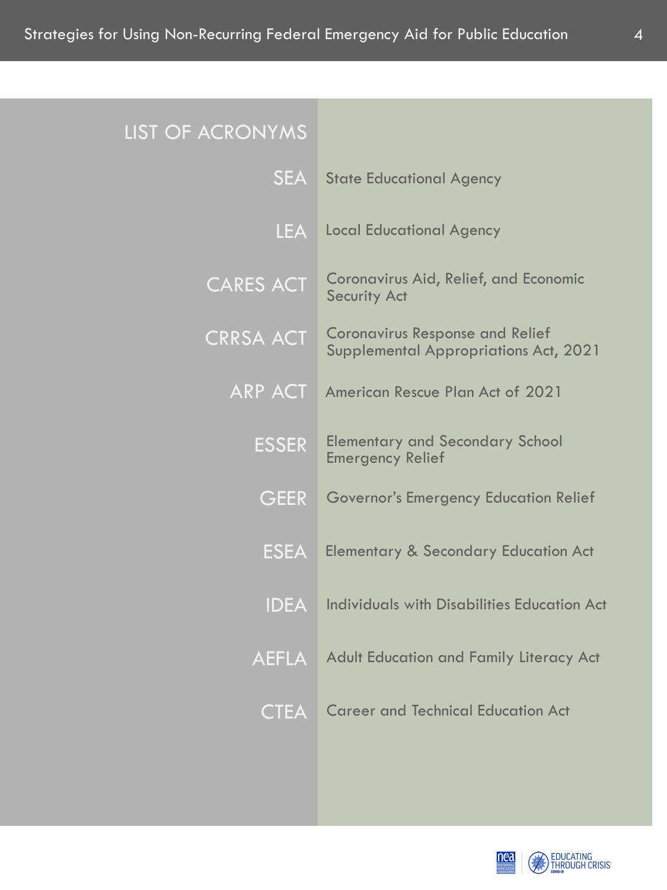# LIST OF ACRONYMS

| Acronym | Meaning |
|---|---|
| SEA | State Educational Agency |
| LEA | Local Educational Agency |
| CARES ACT | Coronavirus Aid, Relief, and Economic Security Act |
| CRRSA ACT | Coronavirus Response and Relief Supplemental Appropriations Act, 2021 |
| ARP ACT | American Rescue Plan Act of 2021 |
| ESSER | Elementary and Secondary School Emergency Relief |
| GEER | Governor's Emergency Education Relief |
| ESEA | Elementary & Secondary Education Act |
| IDEA | Individuals with Disabilities Education Act |
| AEFLA | Adult Education and Family Literacy Act |
| CTEA | Career and Technical Education Act |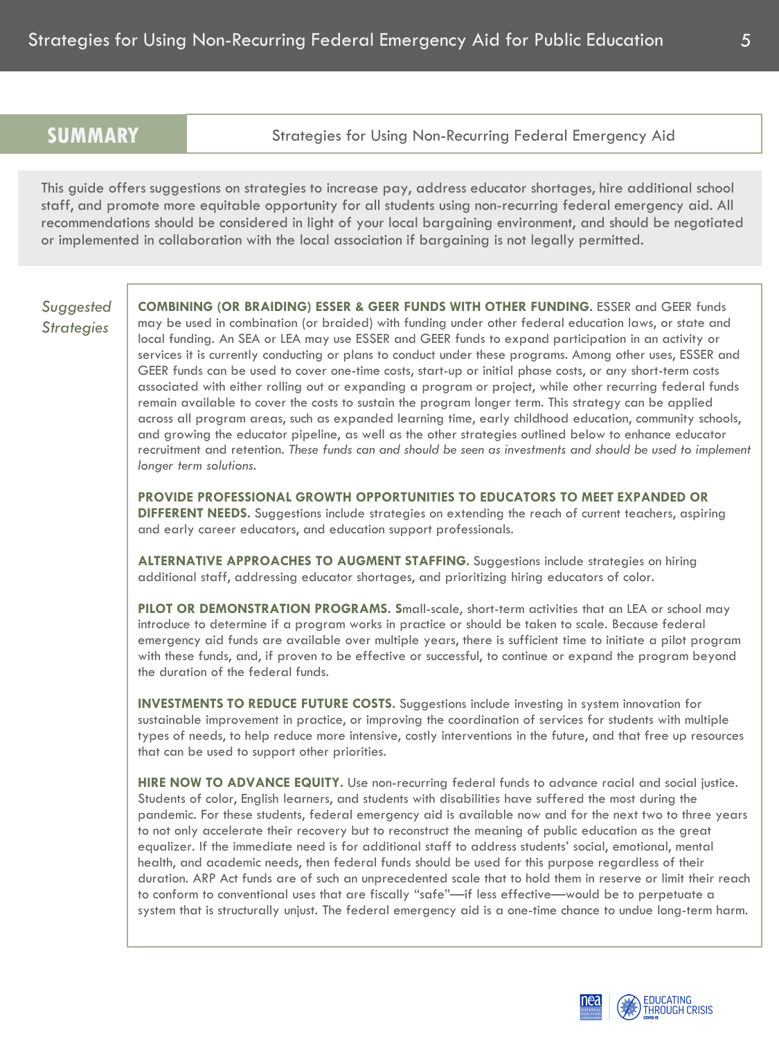## SUMMARY

Strategies for Using Non-Recurring Federal Emergency Aid

This guide offers suggestions on strategies to increase pay, address educator shortages, hire additional school staff, and promote more equitable opportunity for all students using non-recurring federal emergency aid. All recommendations should be considered in light of your local bargaining environment, and should be negotiated or implemented in collaboration with the local association if bargaining is not legally permitted.

*Suggested Strategies*

**COMBINING (OR BRAIDING) ESSER & GEER FUNDS WITH OTHER FUNDING.** ESSER and GEER funds may be used in combination (or braided) with funding under other federal education laws, or state and local funding. An SEA or LEA may use ESSER and GEER funds to expand participation in an activity or services it is currently conducting or plans to conduct under these programs. Among other uses, ESSER and GEER funds can be used to cover one-time costs, start-up or initial phase costs, or any short-term costs associated with either rolling out or expanding a program or project, while other recurring federal funds remain available to cover the costs to sustain the program longer term. This strategy can be applied across all program areas, such as expanded learning time, early childhood education, community schools, and growing the educator pipeline, as well as the other strategies outlined below to enhance educator recruitment and retention. *These funds can and should be seen as investments and should be used to implement longer term solutions.*

**PROVIDE PROFESSIONAL GROWTH OPPORTUNITIES TO EDUCATORS TO MEET EXPANDED OR DIFFERENT NEEDS.** Suggestions include strategies on extending the reach of current teachers, aspiring and early career educators, and education support professionals.

**ALTERNATIVE APPROACHES TO AUGMENT STAFFING.** Suggestions include strategies on hiring additional staff, addressing educator shortages, and prioritizing hiring educators of color.

**PILOT OR DEMONSTRATION PROGRAMS. S**mall-scale, short-term activities that an LEA or school may introduce to determine if a program works in practice or should be taken to scale. Because federal emergency aid funds are available over multiple years, there is sufficient time to initiate a pilot program with these funds, and, if proven to be effective or successful, to continue or expand the program beyond the duration of the federal funds.

**INVESTMENTS TO REDUCE FUTURE COSTS.** Suggestions include investing in system innovation for sustainable improvement in practice, or improving the coordination of services for students with multiple types of needs, to help reduce more intensive, costly interventions in the future, and that free up resources that can be used to support other priorities.

**HIRE NOW TO ADVANCE EQUITY.** Use non-recurring federal funds to advance racial and social justice. Students of color, English learners, and students with disabilities have suffered the most during the pandemic. For these students, federal emergency aid is available now and for the next two to three years to not only accelerate their recovery but to reconstruct the meaning of public education as the great equalizer. If the immediate need is for additional staff to address students' social, emotional, mental health, and academic needs, then federal funds should be used for this purpose regardless of their duration. ARP Act funds are of such an unprecedented scale that to hold them in reserve or limit their reach to conform to conventional uses that are fiscally "safe"—if less effective—would be to perpetuate a system that is structurally unjust. The federal emergency aid is a one-time chance to undue long-term harm.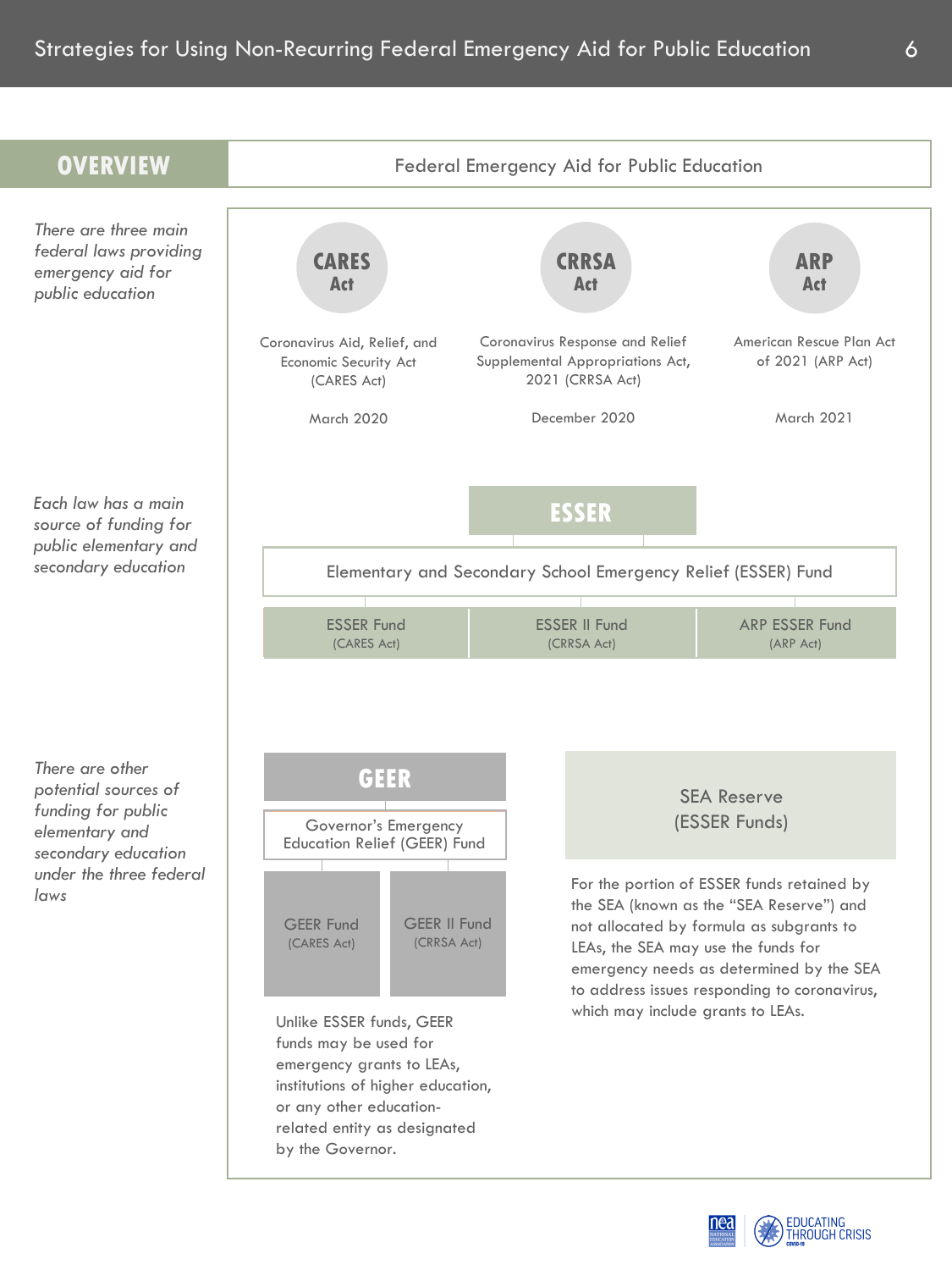## OVERVIEW

### Federal Emergency Aid for Public Education

*There are three main federal laws providing emergency aid for public education*

**CARES Act**

Coronavirus Aid, Relief, and Economic Security Act (CARES Act)

March 2020

**CRRSA Act**

Coronavirus Response and Relief Supplemental Appropriations Act, 2021 (CRRSA Act)

December 2020

**ARP Act**

American Rescue Plan Act of 2021 (ARP Act)

March 2021

*Each law has a main source of funding for public elementary and secondary education*

**ESSER**

Elementary and Secondary School Emergency Relief (ESSER) Fund

| ESSER Fund (CARES Act) | ESSER II Fund (CRRSA Act) | ARP ESSER Fund (ARP Act) |
|---|---|---|

*There are other potential sources of funding for public elementary and secondary education under the three federal laws*

**GEER**

Governor's Emergency Education Relief (GEER) Fund

| GEER Fund (CARES Act) | GEER II Fund (CRRSA Act) |
|---|---|

Unlike ESSER funds, GEER funds may be used for emergency grants to LEAs, institutions of higher education, or any other education-related entity as designated by the Governor.

**SEA Reserve (ESSER Funds)**

For the portion of ESSER funds retained by the SEA (known as the "SEA Reserve") and not allocated by formula as subgrants to LEAs, the SEA may use the funds for emergency needs as determined by the SEA to address issues responding to coronavirus, which may include grants to LEAs.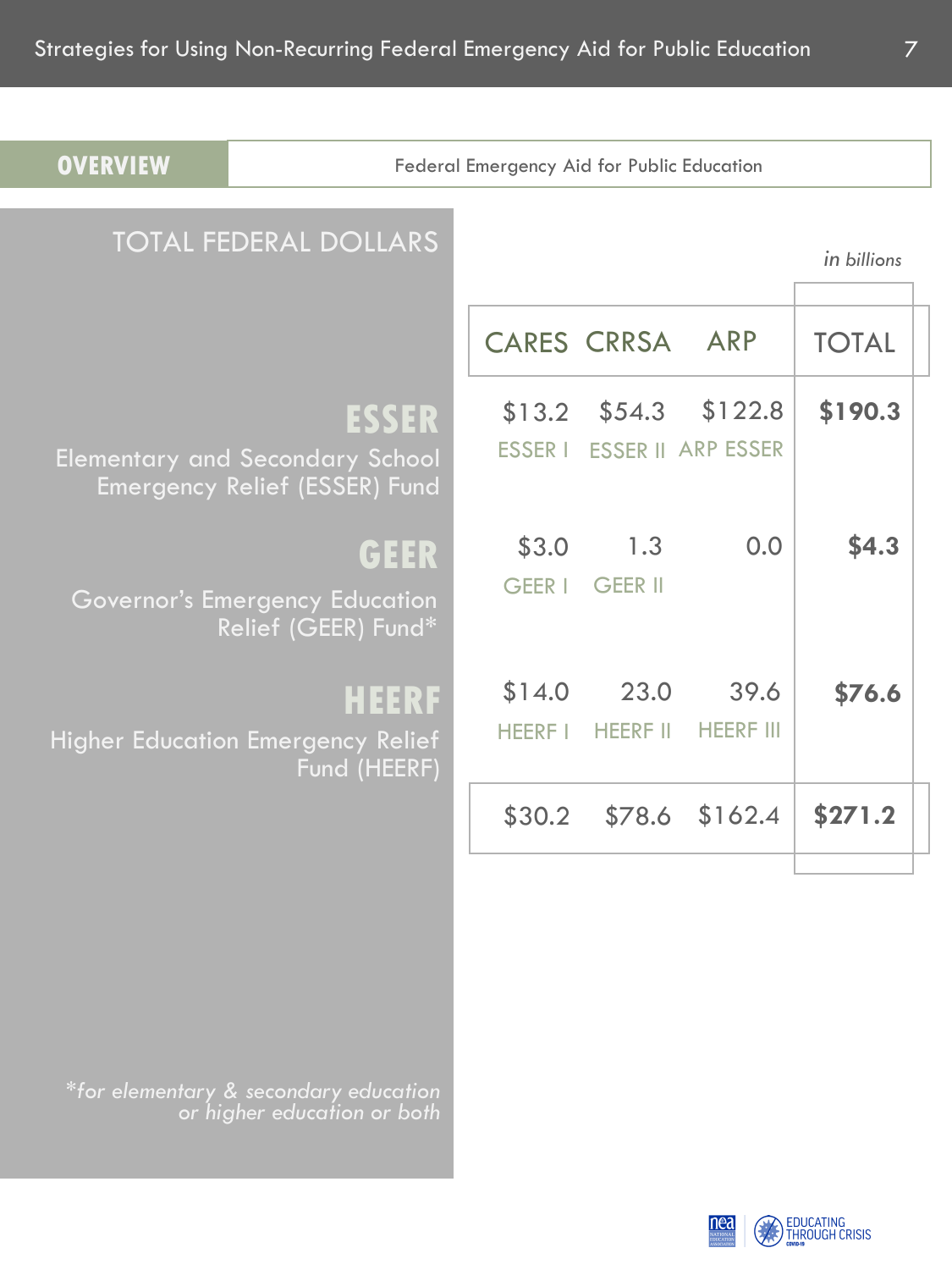## OVERVIEW

Federal Emergency Aid for Public Education

### TOTAL FEDERAL DOLLARS

*in billions*

| | CARES | CRRSA | ARP | TOTAL |
|---|---|---|---|---|
| **ESSER** Elementary and Secondary School Emergency Relief (ESSER) Fund | $13.2 ESSER I | $54.3 ESSER II | $122.8 ARP ESSER | **$190.3** |
| **GEER** Governor's Emergency Education Relief (GEER) Fund* | $3.0 GEER I | 1.3 GEER II | 0.0 | **$4.3** |
| **HEERF** Higher Education Emergency Relief Fund (HEERF) | $14.0 HEERF I | 23.0 HEERF II | 39.6 HEERF III | **$76.6** |
| | $30.2 | $78.6 | $162.4 | **$271.2** |

*\*for elementary & secondary education or higher education or both*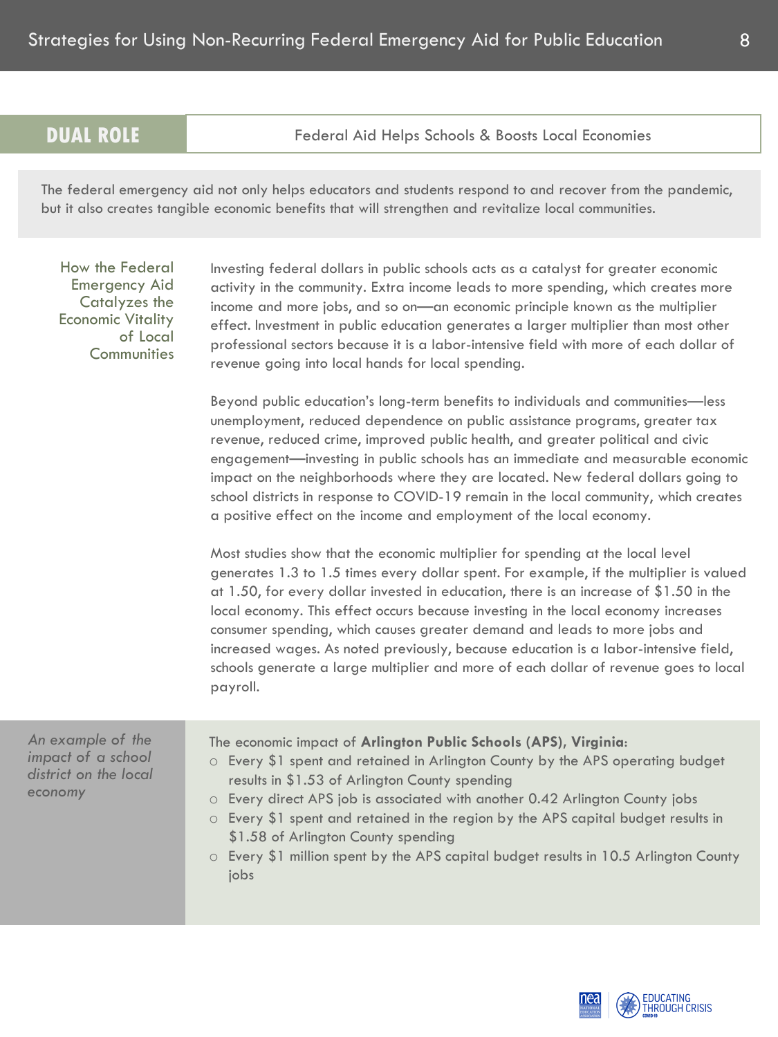## DUAL ROLE

Federal Aid Helps Schools & Boosts Local Economies

The federal emergency aid not only helps educators and students respond to and recover from the pandemic, but it also creates tangible economic benefits that will strengthen and revitalize local communities.

### How the Federal Emergency Aid Catalyzes the Economic Vitality of Local Communities

Investing federal dollars in public schools acts as a catalyst for greater economic activity in the community. Extra income leads to more spending, which creates more income and more jobs, and so on—an economic principle known as the multiplier effect. Investment in public education generates a larger multiplier than most other professional sectors because it is a labor-intensive field with more of each dollar of revenue going into local hands for local spending.

Beyond public education's long-term benefits to individuals and communities—less unemployment, reduced dependence on public assistance programs, greater tax revenue, reduced crime, improved public health, and greater political and civic engagement—investing in public schools has an immediate and measurable economic impact on the neighborhoods where they are located. New federal dollars going to school districts in response to COVID-19 remain in the local community, which creates a positive effect on the income and employment of the local economy.

Most studies show that the economic multiplier for spending at the local level generates 1.3 to 1.5 times every dollar spent. For example, if the multiplier is valued at 1.50, for every dollar invested in education, there is an increase of $1.50 in the local economy. This effect occurs because investing in the local economy increases consumer spending, which causes greater demand and leads to more jobs and increased wages. As noted previously, because education is a labor-intensive field, schools generate a large multiplier and more of each dollar of revenue goes to local payroll.

*An example of the impact of a school district on the local economy*

The economic impact of **Arlington Public Schools (APS), Virginia**:

- Every $1 spent and retained in Arlington County by the APS operating budget results in $1.53 of Arlington County spending
- Every direct APS job is associated with another 0.42 Arlington County jobs
- Every $1 spent and retained in the region by the APS capital budget results in $1.58 of Arlington County spending
- Every $1 million spent by the APS capital budget results in 10.5 Arlington County jobs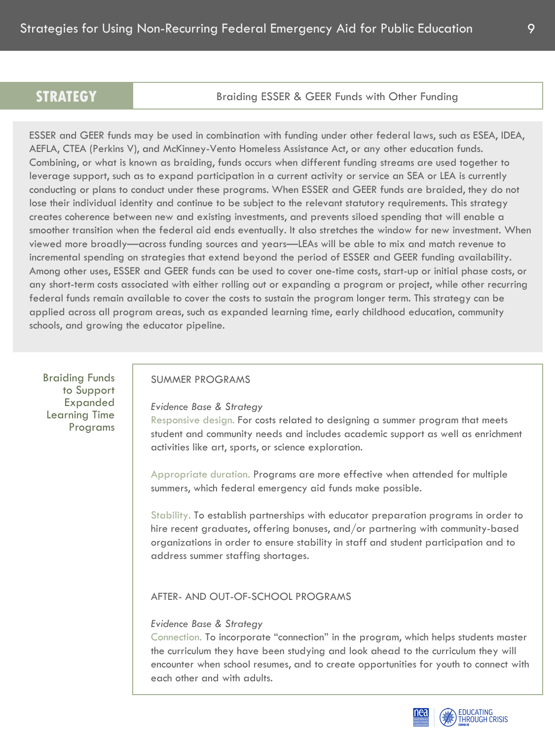## STRATEGY: Braiding ESSER & GEER Funds with Other Funding

ESSER and GEER funds may be used in combination with funding under other federal laws, such as ESEA, IDEA, AEFLA, CTEA (Perkins V), and McKinney-Vento Homeless Assistance Act, or any other education funds. Combining, or what is known as braiding, funds occurs when different funding streams are used together to leverage support, such as to expand participation in a current activity or service an SEA or LEA is currently conducting or plans to conduct under these programs. When ESSER and GEER funds are braided, they do not lose their individual identity and continue to be subject to the relevant statutory requirements. This strategy creates coherence between new and existing investments, and prevents siloed spending that will enable a smoother transition when the federal aid ends eventually. It also stretches the window for new investment. When viewed more broadly—across funding sources and years—LEAs will be able to mix and match revenue to incremental spending on strategies that extend beyond the period of ESSER and GEER funding availability. Among other uses, ESSER and GEER funds can be used to cover one-time costs, start-up or initial phase costs, or any short-term costs associated with either rolling out or expanding a program or project, while other recurring federal funds remain available to cover the costs to sustain the program longer term. This strategy can be applied across all program areas, such as expanded learning time, early childhood education, community schools, and growing the educator pipeline.

### Braiding Funds to Support Expanded Learning Time Programs

#### SUMMER PROGRAMS

*Evidence Base & Strategy*

Responsive design. For costs related to designing a summer program that meets student and community needs and includes academic support as well as enrichment activities like art, sports, or science exploration.

Appropriate duration. Programs are more effective when attended for multiple summers, which federal emergency aid funds make possible.

Stability. To establish partnerships with educator preparation programs in order to hire recent graduates, offering bonuses, and/or partnering with community-based organizations in order to ensure stability in staff and student participation and to address summer staffing shortages.

#### AFTER- AND OUT-OF-SCHOOL PROGRAMS

*Evidence Base & Strategy*

Connection. To incorporate "connection" in the program, which helps students master the curriculum they have been studying and look ahead to the curriculum they will encounter when school resumes, and to create opportunities for youth to connect with each other and with adults.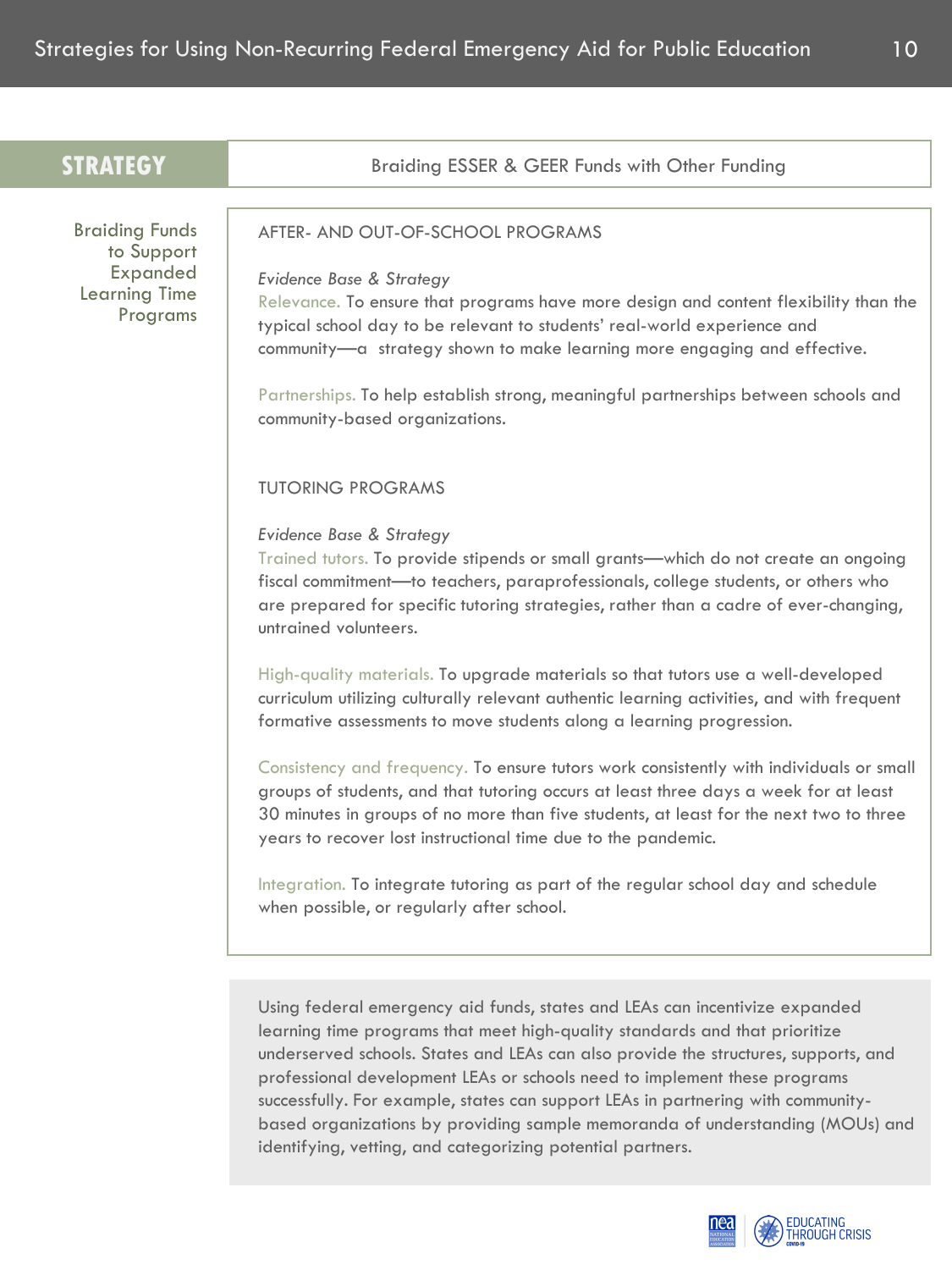## STRATEGY: Braiding ESSER & GEER Funds with Other Funding

### Braiding Funds to Support Expanded Learning Time Programs

#### AFTER- AND OUT-OF-SCHOOL PROGRAMS

*Evidence Base & Strategy*

Relevance. To ensure that programs have more design and content flexibility than the typical school day to be relevant to students' real-world experience and community—a strategy shown to make learning more engaging and effective.

Partnerships. To help establish strong, meaningful partnerships between schools and community-based organizations.

#### TUTORING PROGRAMS

*Evidence Base & Strategy*

Trained tutors. To provide stipends or small grants—which do not create an ongoing fiscal commitment—to teachers, paraprofessionals, college students, or others who are prepared for specific tutoring strategies, rather than a cadre of ever-changing, untrained volunteers.

High-quality materials. To upgrade materials so that tutors use a well-developed curriculum utilizing culturally relevant authentic learning activities, and with frequent formative assessments to move students along a learning progression.

Consistency and frequency. To ensure tutors work consistently with individuals or small groups of students, and that tutoring occurs at least three days a week for at least 30 minutes in groups of no more than five students, at least for the next two to three years to recover lost instructional time due to the pandemic.

Integration. To integrate tutoring as part of the regular school day and schedule when possible, or regularly after school.

Using federal emergency aid funds, states and LEAs can incentivize expanded learning time programs that meet high-quality standards and that prioritize underserved schools. States and LEAs can also provide the structures, supports, and professional development LEAs or schools need to implement these programs successfully. For example, states can support LEAs in partnering with community-based organizations by providing sample memoranda of understanding (MOUs) and identifying, vetting, and categorizing potential partners.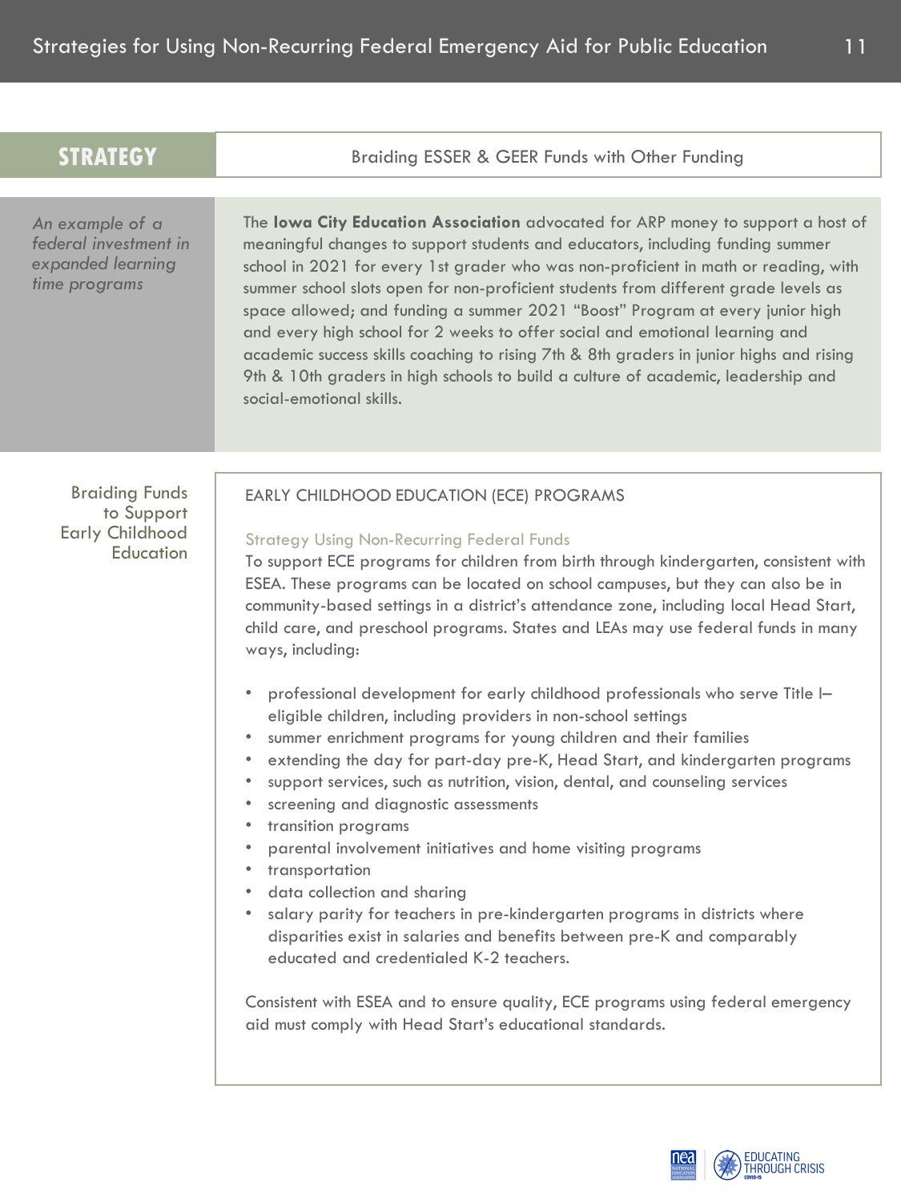## STRATEGY: Braiding ESSER & GEER Funds with Other Funding

*An example of a federal investment in expanded learning time programs*

The **Iowa City Education Association** advocated for ARP money to support a host of meaningful changes to support students and educators, including funding summer school in 2021 for every 1st grader who was non-proficient in math or reading, with summer school slots open for non-proficient students from different grade levels as space allowed; and funding a summer 2021 "Boost" Program at every junior high and every high school for 2 weeks to offer social and emotional learning and academic success skills coaching to rising 7th & 8th graders in junior highs and rising 9th & 10th graders in high schools to build a culture of academic, leadership and social-emotional skills.

### Braiding Funds to Support Early Childhood Education

EARLY CHILDHOOD EDUCATION (ECE) PROGRAMS

Strategy Using Non-Recurring Federal Funds

To support ECE programs for children from birth through kindergarten, consistent with ESEA. These programs can be located on school campuses, but they can also be in community-based settings in a district's attendance zone, including local Head Start, child care, and preschool programs. States and LEAs may use federal funds in many ways, including:

- professional development for early childhood professionals who serve Title I–eligible children, including providers in non-school settings
- summer enrichment programs for young children and their families
- extending the day for part-day pre-K, Head Start, and kindergarten programs
- support services, such as nutrition, vision, dental, and counseling services
- screening and diagnostic assessments
- transition programs
- parental involvement initiatives and home visiting programs
- transportation
- data collection and sharing
- salary parity for teachers in pre-kindergarten programs in districts where disparities exist in salaries and benefits between pre-K and comparably educated and credentialed K-2 teachers.

Consistent with ESEA and to ensure quality, ECE programs using federal emergency aid must comply with Head Start's educational standards.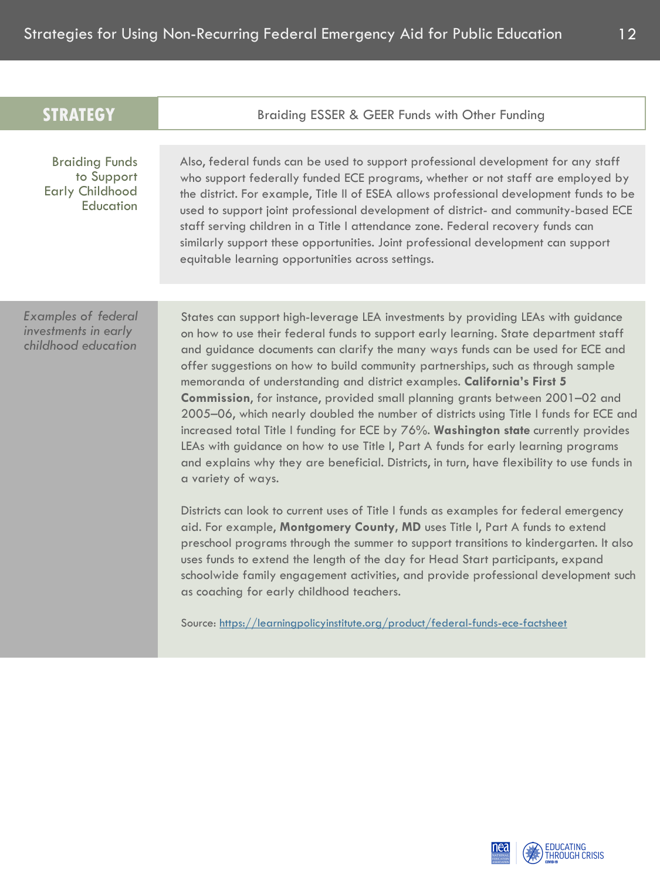## STRATEGY: Braiding ESSER & GEER Funds with Other Funding

### Braiding Funds to Support Early Childhood Education

Also, federal funds can be used to support professional development for any staff who support federally funded ECE programs, whether or not staff are employed by the district. For example, Title II of ESEA allows professional development funds to be used to support joint professional development of district- and community-based ECE staff serving children in a Title I attendance zone. Federal recovery funds can similarly support these opportunities. Joint professional development can support equitable learning opportunities across settings.

### *Examples of federal investments in early childhood education*

States can support high-leverage LEA investments by providing LEAs with guidance on how to use their federal funds to support early learning. State department staff and guidance documents can clarify the many ways funds can be used for ECE and offer suggestions on how to build community partnerships, such as through sample memoranda of understanding and district examples. **California's First 5 Commission**, for instance, provided small planning grants between 2001–02 and 2005–06, which nearly doubled the number of districts using Title I funds for ECE and increased total Title I funding for ECE by 76%. **Washington state** currently provides LEAs with guidance on how to use Title I, Part A funds for early learning programs and explains why they are beneficial. Districts, in turn, have flexibility to use funds in a variety of ways.

Districts can look to current uses of Title I funds as examples for federal emergency aid. For example, **Montgomery County, MD** uses Title I, Part A funds to extend preschool programs through the summer to support transitions to kindergarten. It also uses funds to extend the length of the day for Head Start participants, expand schoolwide family engagement activities, and provide professional development such as coaching for early childhood teachers.

Source: https://learningpolicyinstitute.org/product/federal-funds-ece-factsheet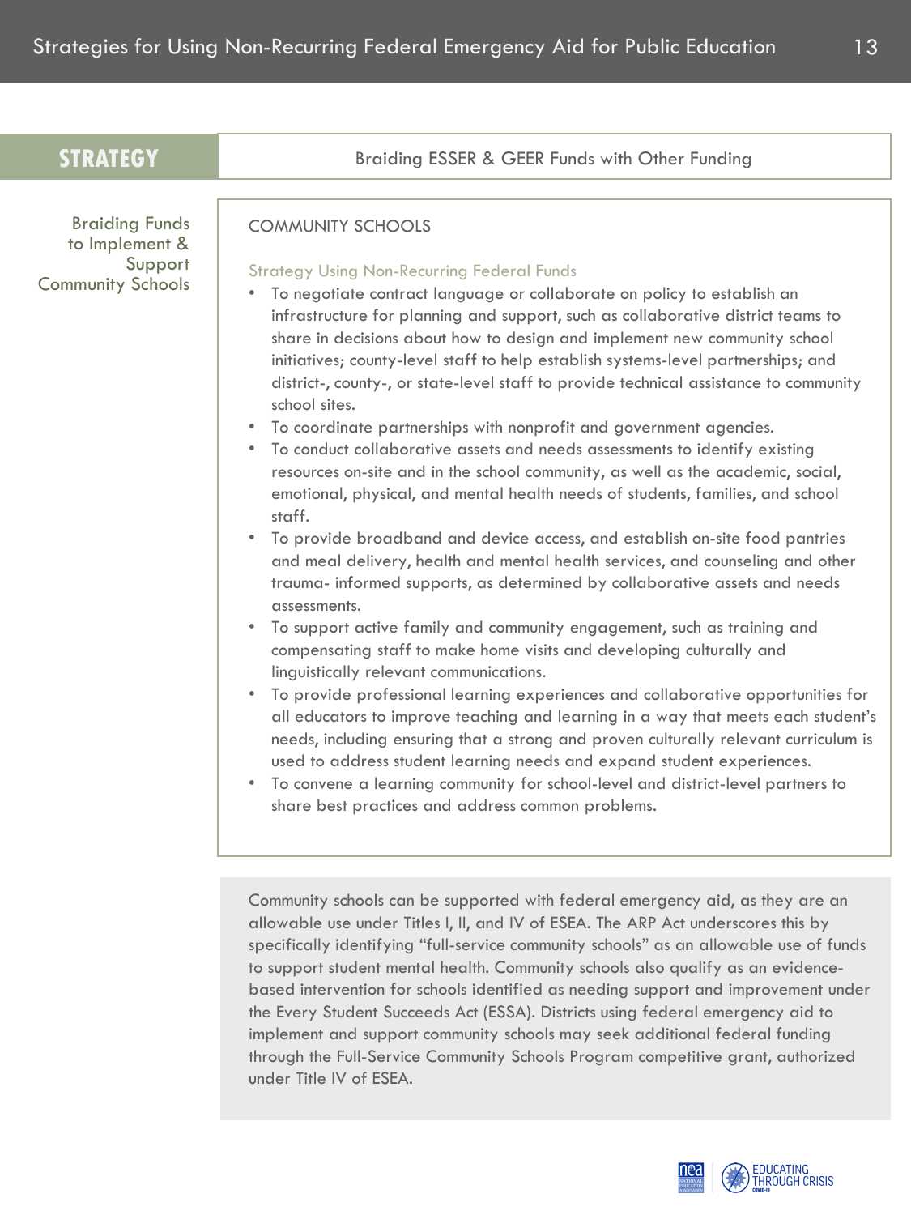## STRATEGY: Braiding ESSER & GEER Funds with Other Funding

### Braiding Funds to Implement & Support Community Schools

COMMUNITY SCHOOLS

Strategy Using Non-Recurring Federal Funds

- To negotiate contract language or collaborate on policy to establish an infrastructure for planning and support, such as collaborative district teams to share in decisions about how to design and implement new community school initiatives; county-level staff to help establish systems-level partnerships; and district-, county-, or state-level staff to provide technical assistance to community school sites.
- To coordinate partnerships with nonprofit and government agencies.
- To conduct collaborative assets and needs assessments to identify existing resources on-site and in the school community, as well as the academic, social, emotional, physical, and mental health needs of students, families, and school staff.
- To provide broadband and device access, and establish on-site food pantries and meal delivery, health and mental health services, and counseling and other trauma- informed supports, as determined by collaborative assets and needs assessments.
- To support active family and community engagement, such as training and compensating staff to make home visits and developing culturally and linguistically relevant communications.
- To provide professional learning experiences and collaborative opportunities for all educators to improve teaching and learning in a way that meets each student's needs, including ensuring that a strong and proven culturally relevant curriculum is used to address student learning needs and expand student experiences.
- To convene a learning community for school-level and district-level partners to share best practices and address common problems.

Community schools can be supported with federal emergency aid, as they are an allowable use under Titles I, II, and IV of ESEA. The ARP Act underscores this by specifically identifying "full-service community schools" as an allowable use of funds to support student mental health. Community schools also qualify as an evidence-based intervention for schools identified as needing support and improvement under the Every Student Succeeds Act (ESSA). Districts using federal emergency aid to implement and support community schools may seek additional federal funding through the Full-Service Community Schools Program competitive grant, authorized under Title IV of ESEA.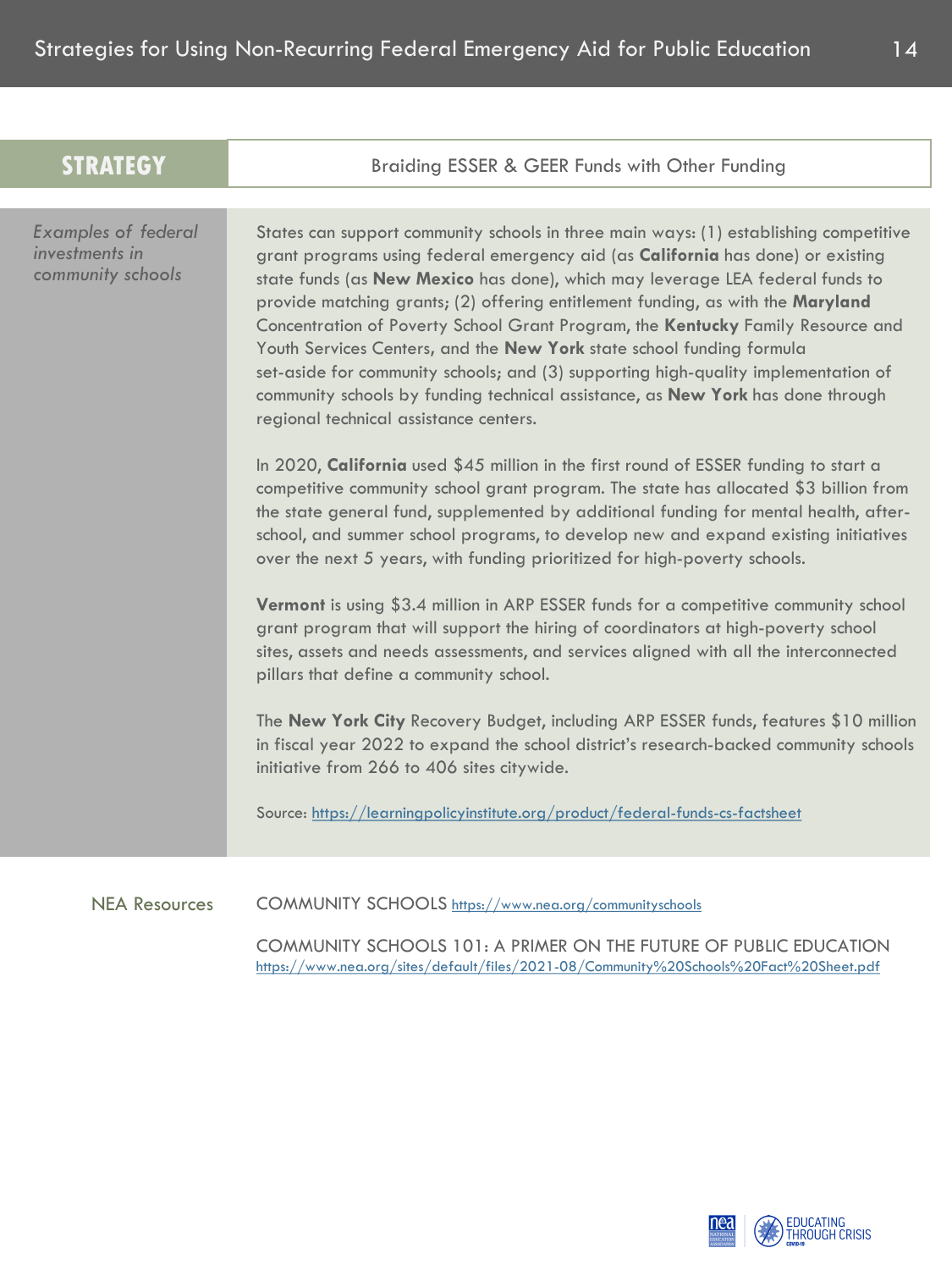| STRATEGY | Braiding ESSER & GEER Funds with Other Funding |
|---|---|

*Examples of federal investments in community schools*

States can support community schools in three main ways: (1) establishing competitive grant programs using federal emergency aid (as **California** has done) or existing state funds (as **New Mexico** has done), which may leverage LEA federal funds to provide matching grants; (2) offering entitlement funding, as with the **Maryland** Concentration of Poverty School Grant Program, the **Kentucky** Family Resource and Youth Services Centers, and the **New York** state school funding formula set-aside for community schools; and (3) supporting high-quality implementation of community schools by funding technical assistance, as **New York** has done through regional technical assistance centers.

In 2020, **California** used $45 million in the first round of ESSER funding to start a competitive community school grant program. The state has allocated $3 billion from the state general fund, supplemented by additional funding for mental health, after-school, and summer school programs, to develop new and expand existing initiatives over the next 5 years, with funding prioritized for high-poverty schools.

**Vermont** is using $3.4 million in ARP ESSER funds for a competitive community school grant program that will support the hiring of coordinators at high-poverty school sites, assets and needs assessments, and services aligned with all the interconnected pillars that define a community school.

The **New York City** Recovery Budget, including ARP ESSER funds, features $10 million in fiscal year 2022 to expand the school district's research-backed community schools initiative from 266 to 406 sites citywide.

Source: https://learningpolicyinstitute.org/product/federal-funds-cs-factsheet

NEA Resources

COMMUNITY SCHOOLS https://www.nea.org/communityschools

COMMUNITY SCHOOLS 101: A PRIMER ON THE FUTURE OF PUBLIC EDUCATION
https://www.nea.org/sites/default/files/2021-08/Community%20Schools%20Fact%20Sheet.pdf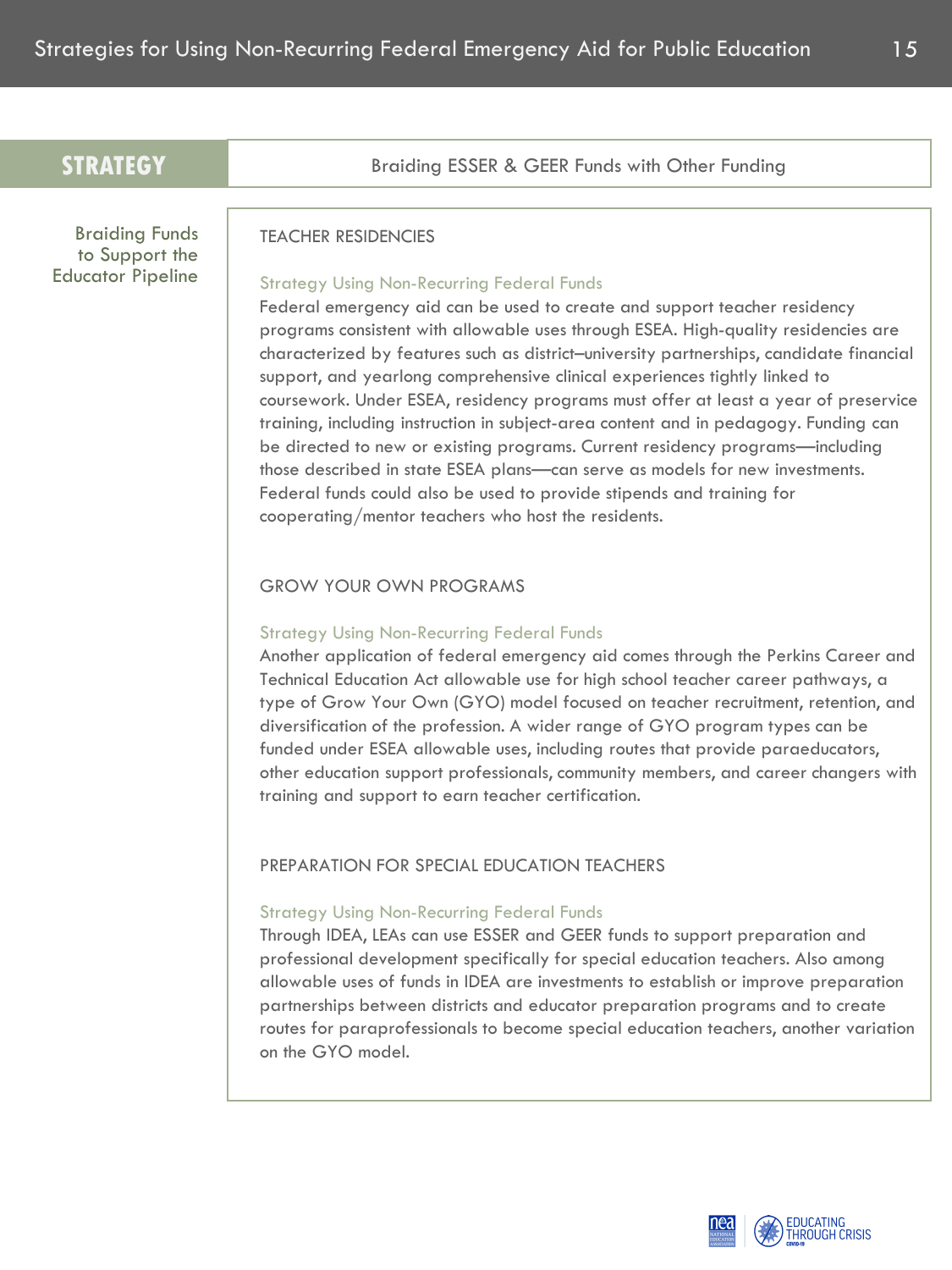## STRATEGY

### Braiding ESSER & GEER Funds with Other Funding

**Braiding Funds to Support the Educator Pipeline**

#### TEACHER RESIDENCIES

*Strategy Using Non-Recurring Federal Funds*

Federal emergency aid can be used to create and support teacher residency programs consistent with allowable uses through ESEA. High-quality residencies are characterized by features such as district–university partnerships, candidate financial support, and yearlong comprehensive clinical experiences tightly linked to coursework. Under ESEA, residency programs must offer at least a year of preservice training, including instruction in subject-area content and in pedagogy. Funding can be directed to new or existing programs. Current residency programs—including those described in state ESEA plans—can serve as models for new investments. Federal funds could also be used to provide stipends and training for cooperating/mentor teachers who host the residents.

#### GROW YOUR OWN PROGRAMS

*Strategy Using Non-Recurring Federal Funds*

Another application of federal emergency aid comes through the Perkins Career and Technical Education Act allowable use for high school teacher career pathways, a type of Grow Your Own (GYO) model focused on teacher recruitment, retention, and diversification of the profession. A wider range of GYO program types can be funded under ESEA allowable uses, including routes that provide paraeducators, other education support professionals, community members, and career changers with training and support to earn teacher certification.

#### PREPARATION FOR SPECIAL EDUCATION TEACHERS

*Strategy Using Non-Recurring Federal Funds*

Through IDEA, LEAs can use ESSER and GEER funds to support preparation and professional development specifically for special education teachers. Also among allowable uses of funds in IDEA are investments to establish or improve preparation partnerships between districts and educator preparation programs and to create routes for paraprofessionals to become special education teachers, another variation on the GYO model.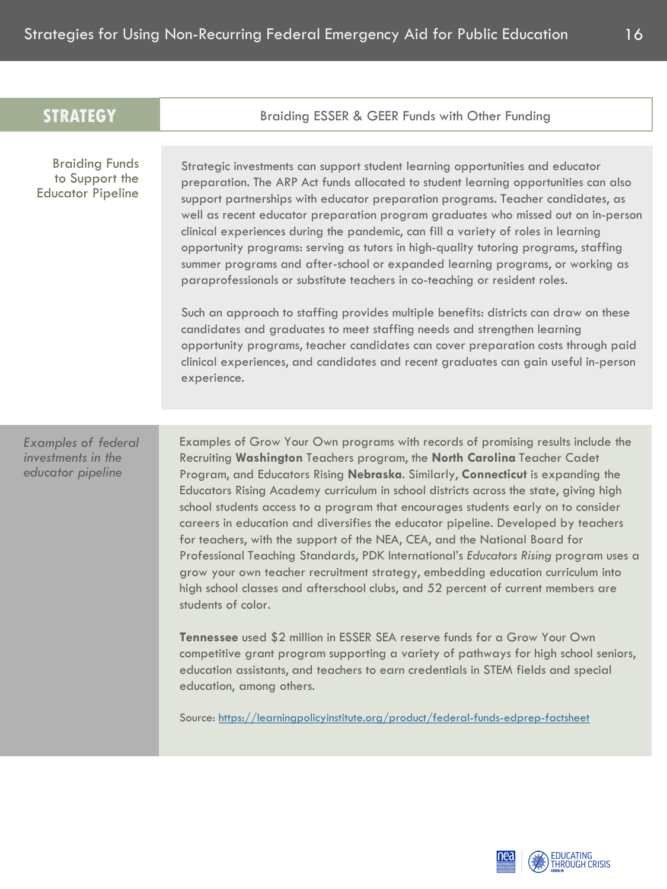## STRATEGY: Braiding ESSER & GEER Funds with Other Funding

### Braiding Funds to Support the Educator Pipeline

Strategic investments can support student learning opportunities and educator preparation. The ARP Act funds allocated to student learning opportunities can also support partnerships with educator preparation programs. Teacher candidates, as well as recent educator preparation program graduates who missed out on in-person clinical experiences during the pandemic, can fill a variety of roles in learning opportunity programs: serving as tutors in high-quality tutoring programs, staffing summer programs and after-school or expanded learning programs, or working as paraprofessionals or substitute teachers in co-teaching or resident roles.

Such an approach to staffing provides multiple benefits: districts can draw on these candidates and graduates to meet staffing needs and strengthen learning opportunity programs, teacher candidates can cover preparation costs through paid clinical experiences, and candidates and recent graduates can gain useful in-person experience.

### *Examples of federal investments in the educator pipeline*

Examples of Grow Your Own programs with records of promising results include the Recruiting **Washington** Teachers program, the **North Carolina** Teacher Cadet Program, and Educators Rising **Nebraska**. Similarly, **Connecticut** is expanding the Educators Rising Academy curriculum in school districts across the state, giving high school students access to a program that encourages students early on to consider careers in education and diversifies the educator pipeline. Developed by teachers for teachers, with the support of the NEA, CEA, and the National Board for Professional Teaching Standards, PDK International's *Educators Rising* program uses a grow your own teacher recruitment strategy, embedding education curriculum into high school classes and afterschool clubs, and 52 percent of current members are students of color.

**Tennessee** used $2 million in ESSER SEA reserve funds for a Grow Your Own competitive grant program supporting a variety of pathways for high school seniors, education assistants, and teachers to earn credentials in STEM fields and special education, among others.

Source: https://learningpolicyinstitute.org/product/federal-funds-edprep-factsheet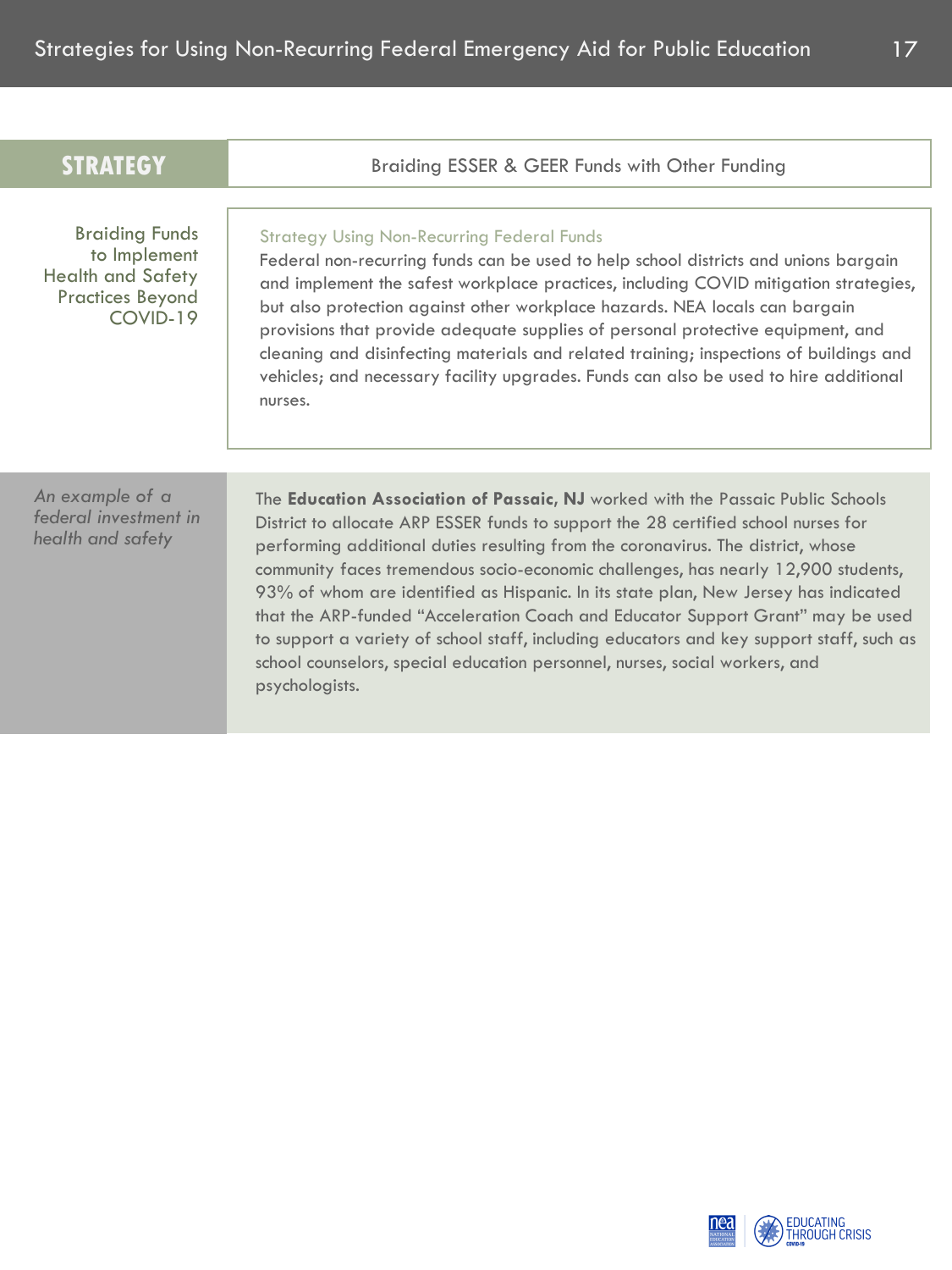## STRATEGY: Braiding ESSER & GEER Funds with Other Funding

### Braiding Funds to Implement Health and Safety Practices Beyond COVID-19

**Strategy Using Non-Recurring Federal Funds**

Federal non-recurring funds can be used to help school districts and unions bargain and implement the safest workplace practices, including COVID mitigation strategies, but also protection against other workplace hazards. NEA locals can bargain provisions that provide adequate supplies of personal protective equipment, and cleaning and disinfecting materials and related training; inspections of buildings and vehicles; and necessary facility upgrades. Funds can also be used to hire additional nurses.

*An example of a federal investment in health and safety*

The **Education Association of Passaic, NJ** worked with the Passaic Public Schools District to allocate ARP ESSER funds to support the 28 certified school nurses for performing additional duties resulting from the coronavirus. The district, whose community faces tremendous socio-economic challenges, has nearly 12,900 students, 93% of whom are identified as Hispanic. In its state plan, New Jersey has indicated that the ARP-funded "Acceleration Coach and Educator Support Grant" may be used to support a variety of school staff, including educators and key support staff, such as school counselors, special education personnel, nurses, social workers, and psychologists.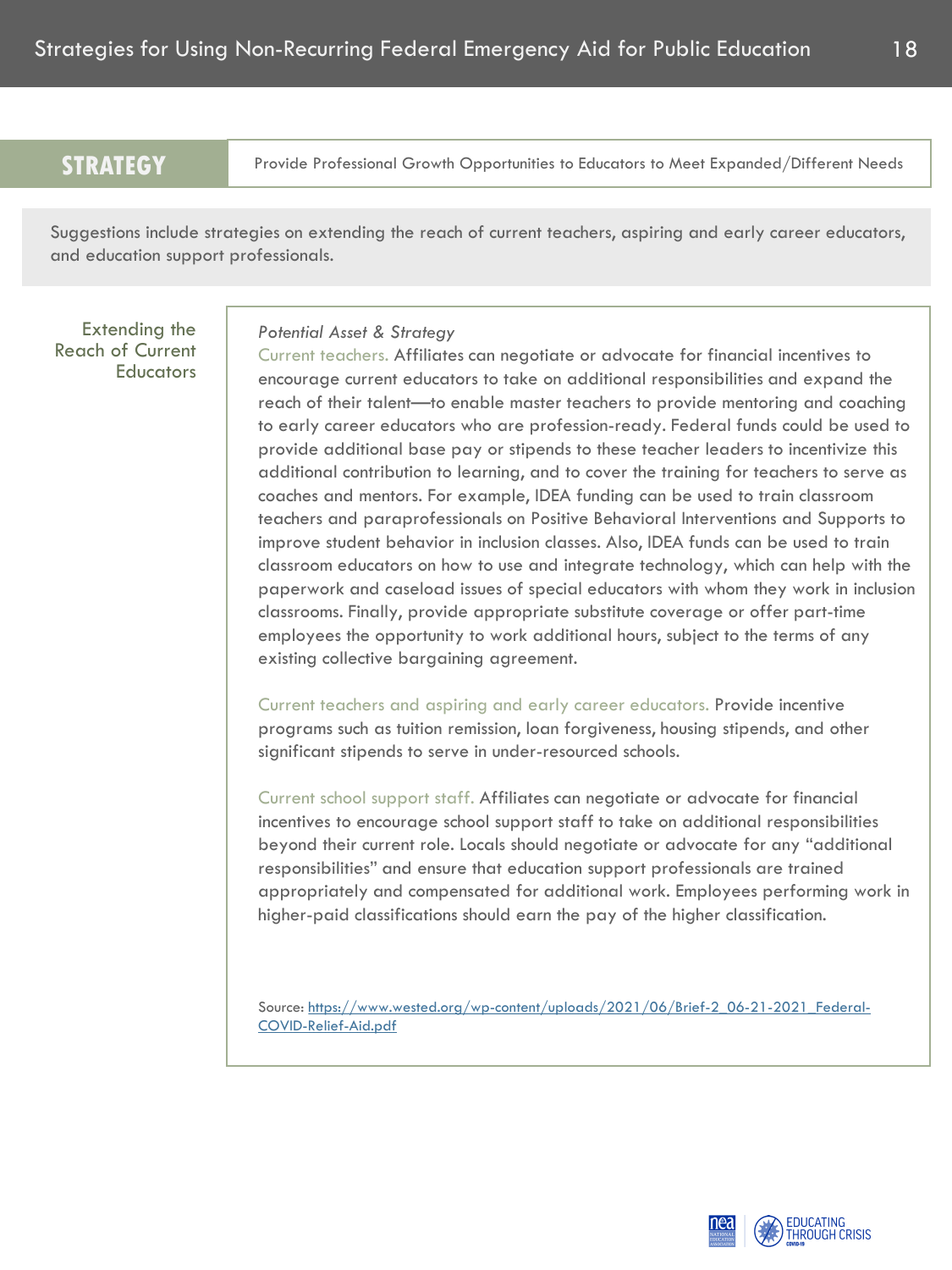## STRATEGY

Provide Professional Growth Opportunities to Educators to Meet Expanded/Different Needs

Suggestions include strategies on extending the reach of current teachers, aspiring and early career educators, and education support professionals.

### Extending the Reach of Current Educators

*Potential Asset & Strategy*

Current teachers. Affiliates can negotiate or advocate for financial incentives to encourage current educators to take on additional responsibilities and expand the reach of their talent—to enable master teachers to provide mentoring and coaching to early career educators who are profession-ready. Federal funds could be used to provide additional base pay or stipends to these teacher leaders to incentivize this additional contribution to learning, and to cover the training for teachers to serve as coaches and mentors. For example, IDEA funding can be used to train classroom teachers and paraprofessionals on Positive Behavioral Interventions and Supports to improve student behavior in inclusion classes. Also, IDEA funds can be used to train classroom educators on how to use and integrate technology, which can help with the paperwork and caseload issues of special educators with whom they work in inclusion classrooms. Finally, provide appropriate substitute coverage or offer part-time employees the opportunity to work additional hours, subject to the terms of any existing collective bargaining agreement.

Current teachers and aspiring and early career educators. Provide incentive programs such as tuition remission, loan forgiveness, housing stipends, and other significant stipends to serve in under-resourced schools.

Current school support staff. Affiliates can negotiate or advocate for financial incentives to encourage school support staff to take on additional responsibilities beyond their current role. Locals should negotiate or advocate for any "additional responsibilities" and ensure that education support professionals are trained appropriately and compensated for additional work. Employees performing work in higher-paid classifications should earn the pay of the higher classification.

Source: https://www.wested.org/wp-content/uploads/2021/06/Brief-2_06-21-2021_Federal-COVID-Relief-Aid.pdf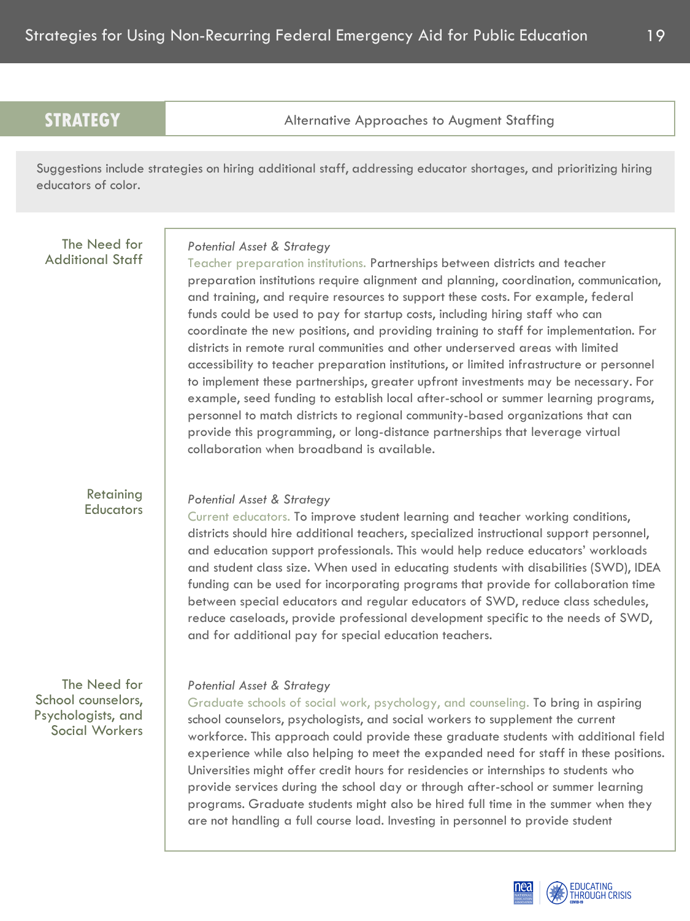## STRATEGY: Alternative Approaches to Augment Staffing

Suggestions include strategies on hiring additional staff, addressing educator shortages, and prioritizing hiring educators of color.

### The Need for Additional Staff

*Potential Asset & Strategy*

Teacher preparation institutions. Partnerships between districts and teacher preparation institutions require alignment and planning, coordination, communication, and training, and require resources to support these costs. For example, federal funds could be used to pay for startup costs, including hiring staff who can coordinate the new positions, and providing training to staff for implementation. For districts in remote rural communities and other underserved areas with limited accessibility to teacher preparation institutions, or limited infrastructure or personnel to implement these partnerships, greater upfront investments may be necessary. For example, seed funding to establish local after-school or summer learning programs, personnel to match districts to regional community-based organizations that can provide this programming, or long-distance partnerships that leverage virtual collaboration when broadband is available.

### Retaining Educators

*Potential Asset & Strategy*

Current educators. To improve student learning and teacher working conditions, districts should hire additional teachers, specialized instructional support personnel, and education support professionals. This would help reduce educators' workloads and student class size. When used in educating students with disabilities (SWD), IDEA funding can be used for incorporating programs that provide for collaboration time between special educators and regular educators of SWD, reduce class schedules, reduce caseloads, provide professional development specific to the needs of SWD, and for additional pay for special education teachers.

### The Need for School counselors, Psychologists, and Social Workers

*Potential Asset & Strategy*

Graduate schools of social work, psychology, and counseling. To bring in aspiring school counselors, psychologists, and social workers to supplement the current workforce. This approach could provide these graduate students with additional field experience while also helping to meet the expanded need for staff in these positions. Universities might offer credit hours for residencies or internships to students who provide services during the school day or through after-school or summer learning programs. Graduate students might also be hired full time in the summer when they are not handling a full course load. Investing in personnel to provide student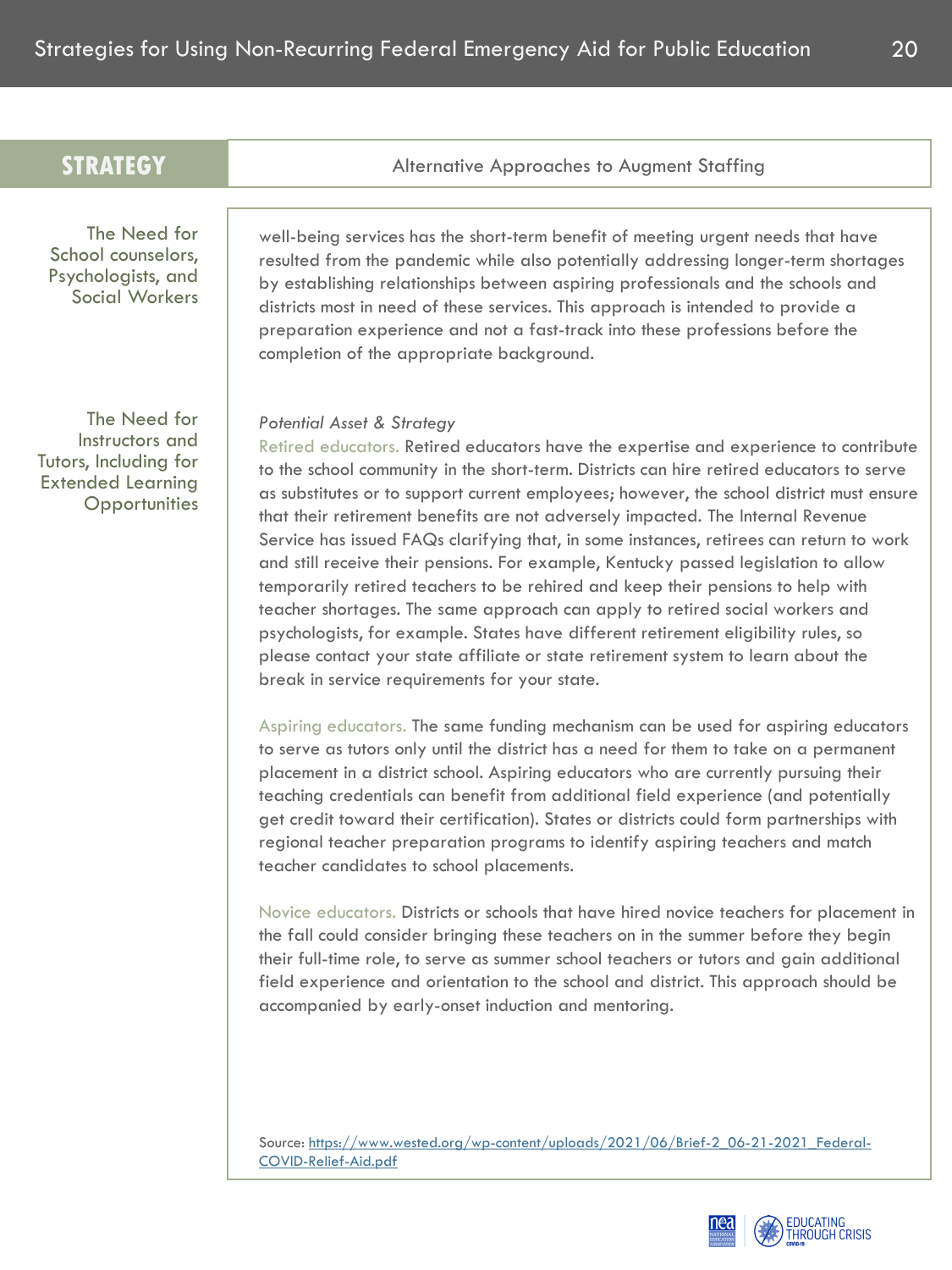| STRATEGY | Alternative Approaches to Augment Staffing |
|---|---|

**The Need for School counselors, Psychologists, and Social Workers**

well-being services has the short-term benefit of meeting urgent needs that have resulted from the pandemic while also potentially addressing longer-term shortages by establishing relationships between aspiring professionals and the schools and districts most in need of these services. This approach is intended to provide a preparation experience and not a fast-track into these professions before the completion of the appropriate background.

**The Need for Instructors and Tutors, Including for Extended Learning Opportunities**

*Potential Asset & Strategy*

Retired educators. Retired educators have the expertise and experience to contribute to the school community in the short-term. Districts can hire retired educators to serve as substitutes or to support current employees; however, the school district must ensure that their retirement benefits are not adversely impacted. The Internal Revenue Service has issued FAQs clarifying that, in some instances, retirees can return to work and still receive their pensions. For example, Kentucky passed legislation to allow temporarily retired teachers to be rehired and keep their pensions to help with teacher shortages. The same approach can apply to retired social workers and psychologists, for example. States have different retirement eligibility rules, so please contact your state affiliate or state retirement system to learn about the break in service requirements for your state.

Aspiring educators. The same funding mechanism can be used for aspiring educators to serve as tutors only until the district has a need for them to take on a permanent placement in a district school. Aspiring educators who are currently pursuing their teaching credentials can benefit from additional field experience (and potentially get credit toward their certification). States or districts could form partnerships with regional teacher preparation programs to identify aspiring teachers and match teacher candidates to school placements.

Novice educators. Districts or schools that have hired novice teachers for placement in the fall could consider bringing these teachers on in the summer before they begin their full-time role, to serve as summer school teachers or tutors and gain additional field experience and orientation to the school and district. This approach should be accompanied by early-onset induction and mentoring.

Source: https://www.wested.org/wp-content/uploads/2021/06/Brief-2_06-21-2021_Federal-COVID-Relief-Aid.pdf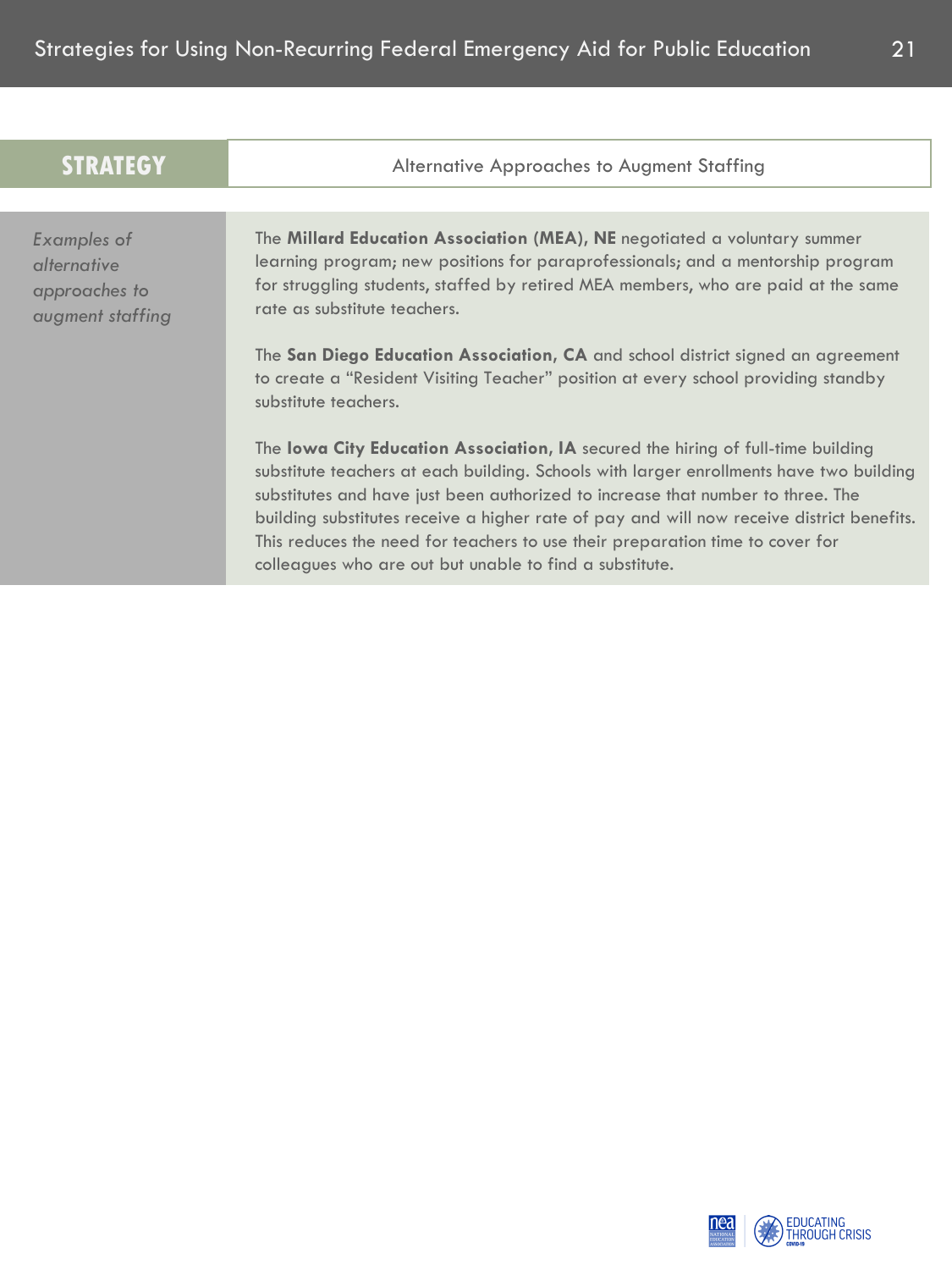| STRATEGY | Alternative Approaches to Augment Staffing |
| --- | --- |
| *Examples of alternative approaches to augment staffing* | The **Millard Education Association (MEA), NE** negotiated a voluntary summer learning program; new positions for paraprofessionals; and a mentorship program for struggling students, staffed by retired MEA members, who are paid at the same rate as substitute teachers.<br><br>The **San Diego Education Association, CA** and school district signed an agreement to create a "Resident Visiting Teacher" position at every school providing standby substitute teachers.<br><br>The **Iowa City Education Association, IA** secured the hiring of full-time building substitute teachers at each building. Schools with larger enrollments have two building substitutes and have just been authorized to increase that number to three. The building substitutes receive a higher rate of pay and will now receive district benefits. This reduces the need for teachers to use their preparation time to cover for colleagues who are out but unable to find a substitute. |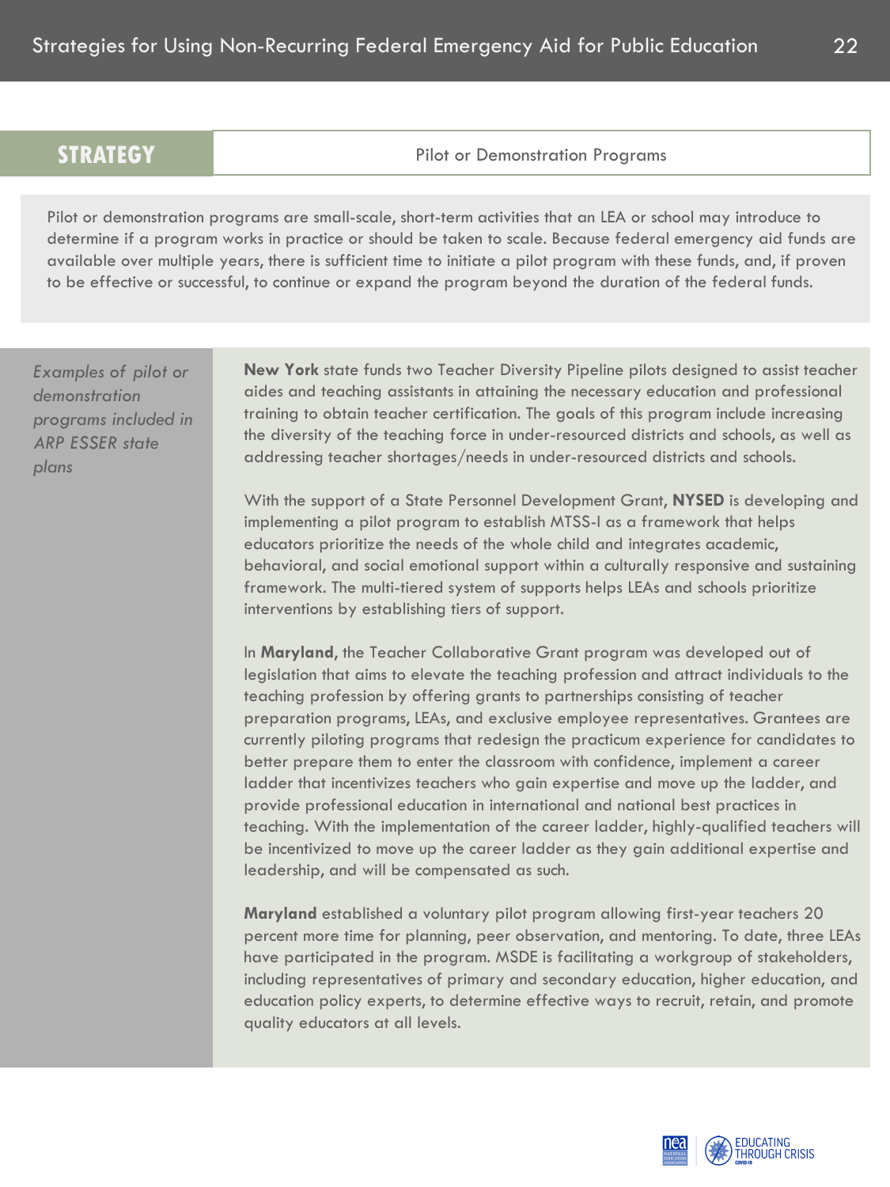## STRATEGY: Pilot or Demonstration Programs

Pilot or demonstration programs are small-scale, short-term activities that an LEA or school may introduce to determine if a program works in practice or should be taken to scale. Because federal emergency aid funds are available over multiple years, there is sufficient time to initiate a pilot program with these funds, and, if proven to be effective or successful, to continue or expand the program beyond the duration of the federal funds.

*Examples of pilot or demonstration programs included in ARP ESSER state plans*

**New York** state funds two Teacher Diversity Pipeline pilots designed to assist teacher aides and teaching assistants in attaining the necessary education and professional training to obtain teacher certification. The goals of this program include increasing the diversity of the teaching force in under-resourced districts and schools, as well as addressing teacher shortages/needs in under-resourced districts and schools.

With the support of a State Personnel Development Grant, **NYSED** is developing and implementing a pilot program to establish MTSS-I as a framework that helps educators prioritize the needs of the whole child and integrates academic, behavioral, and social emotional support within a culturally responsive and sustaining framework. The multi-tiered system of supports helps LEAs and schools prioritize interventions by establishing tiers of support.

In **Maryland**, the Teacher Collaborative Grant program was developed out of legislation that aims to elevate the teaching profession and attract individuals to the teaching profession by offering grants to partnerships consisting of teacher preparation programs, LEAs, and exclusive employee representatives. Grantees are currently piloting programs that redesign the practicum experience for candidates to better prepare them to enter the classroom with confidence, implement a career ladder that incentivizes teachers who gain expertise and move up the ladder, and provide professional education in international and national best practices in teaching. With the implementation of the career ladder, highly-qualified teachers will be incentivized to move up the career ladder as they gain additional expertise and leadership, and will be compensated as such.

**Maryland** established a voluntary pilot program allowing first-year teachers 20 percent more time for planning, peer observation, and mentoring. To date, three LEAs have participated in the program. MSDE is facilitating a workgroup of stakeholders, including representatives of primary and secondary education, higher education, and education policy experts, to determine effective ways to recruit, retain, and promote quality educators at all levels.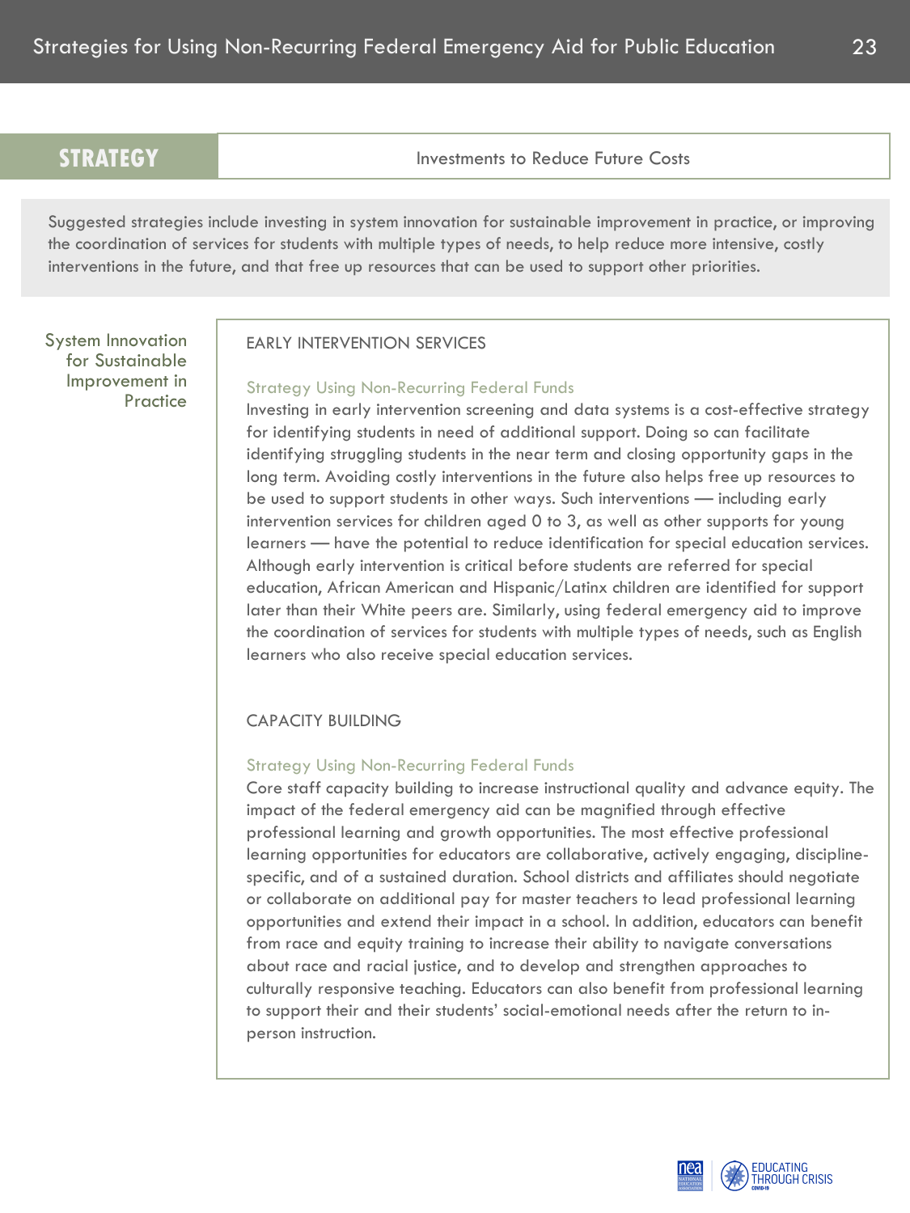## STRATEGY: Investments to Reduce Future Costs

Suggested strategies include investing in system innovation for sustainable improvement in practice, or improving the coordination of services for students with multiple types of needs, to help reduce more intensive, costly interventions in the future, and that free up resources that can be used to support other priorities.

### System Innovation for Sustainable Improvement in Practice

#### EARLY INTERVENTION SERVICES

**Strategy Using Non-Recurring Federal Funds**

Investing in early intervention screening and data systems is a cost-effective strategy for identifying students in need of additional support. Doing so can facilitate identifying struggling students in the near term and closing opportunity gaps in the long term. Avoiding costly interventions in the future also helps free up resources to be used to support students in other ways. Such interventions — including early intervention services for children aged 0 to 3, as well as other supports for young learners — have the potential to reduce identification for special education services. Although early intervention is critical before students are referred for special education, African American and Hispanic/Latinx children are identified for support later than their White peers are. Similarly, using federal emergency aid to improve the coordination of services for students with multiple types of needs, such as English learners who also receive special education services.

#### CAPACITY BUILDING

**Strategy Using Non-Recurring Federal Funds**

Core staff capacity building to increase instructional quality and advance equity. The impact of the federal emergency aid can be magnified through effective professional learning and growth opportunities. The most effective professional learning opportunities for educators are collaborative, actively engaging, discipline-specific, and of a sustained duration. School districts and affiliates should negotiate or collaborate on additional pay for master teachers to lead professional learning opportunities and extend their impact in a school. In addition, educators can benefit from race and equity training to increase their ability to navigate conversations about race and racial justice, and to develop and strengthen approaches to culturally responsive teaching. Educators can also benefit from professional learning to support their and their students' social-emotional needs after the return to in-person instruction.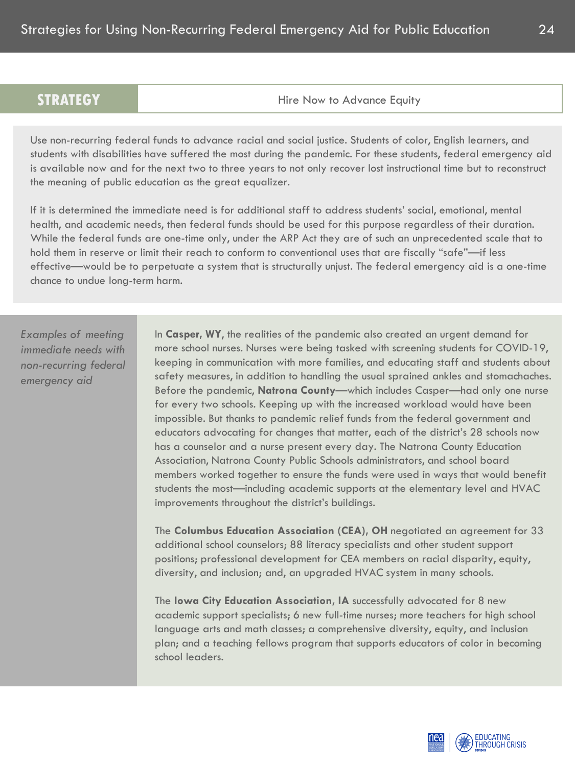## STRATEGY: Hire Now to Advance Equity

Use non-recurring federal funds to advance racial and social justice. Students of color, English learners, and students with disabilities have suffered the most during the pandemic. For these students, federal emergency aid is available now and for the next two to three years to not only recover lost instructional time but to reconstruct the meaning of public education as the great equalizer.

If it is determined the immediate need is for additional staff to address students' social, emotional, mental health, and academic needs, then federal funds should be used for this purpose regardless of their duration. While the federal funds are one-time only, under the ARP Act they are of such an unprecedented scale that to hold them in reserve or limit their reach to conform to conventional uses that are fiscally "safe"—if less effective—would be to perpetuate a system that is structurally unjust. The federal emergency aid is a one-time chance to undue long-term harm.

*Examples of meeting immediate needs with non-recurring federal emergency aid*

In **Casper, WY**, the realities of the pandemic also created an urgent demand for more school nurses. Nurses were being tasked with screening students for COVID-19, keeping in communication with more families, and educating staff and students about safety measures, in addition to handling the usual sprained ankles and stomachaches. Before the pandemic, **Natrona County**—which includes Casper—had only one nurse for every two schools. Keeping up with the increased workload would have been impossible. But thanks to pandemic relief funds from the federal government and educators advocating for changes that matter, each of the district's 28 schools now has a counselor and a nurse present every day. The Natrona County Education Association, Natrona County Public Schools administrators, and school board members worked together to ensure the funds were used in ways that would benefit students the most—including academic supports at the elementary level and HVAC improvements throughout the district's buildings.

The **Columbus Education Association (CEA), OH** negotiated an agreement for 33 additional school counselors; 88 literacy specialists and other student support positions; professional development for CEA members on racial disparity, equity, diversity, and inclusion; and, an upgraded HVAC system in many schools.

The **Iowa City Education Association, IA** successfully advocated for 8 new academic support specialists; 6 new full-time nurses; more teachers for high school language arts and math classes; a comprehensive diversity, equity, and inclusion plan; and a teaching fellows program that supports educators of color in becoming school leaders.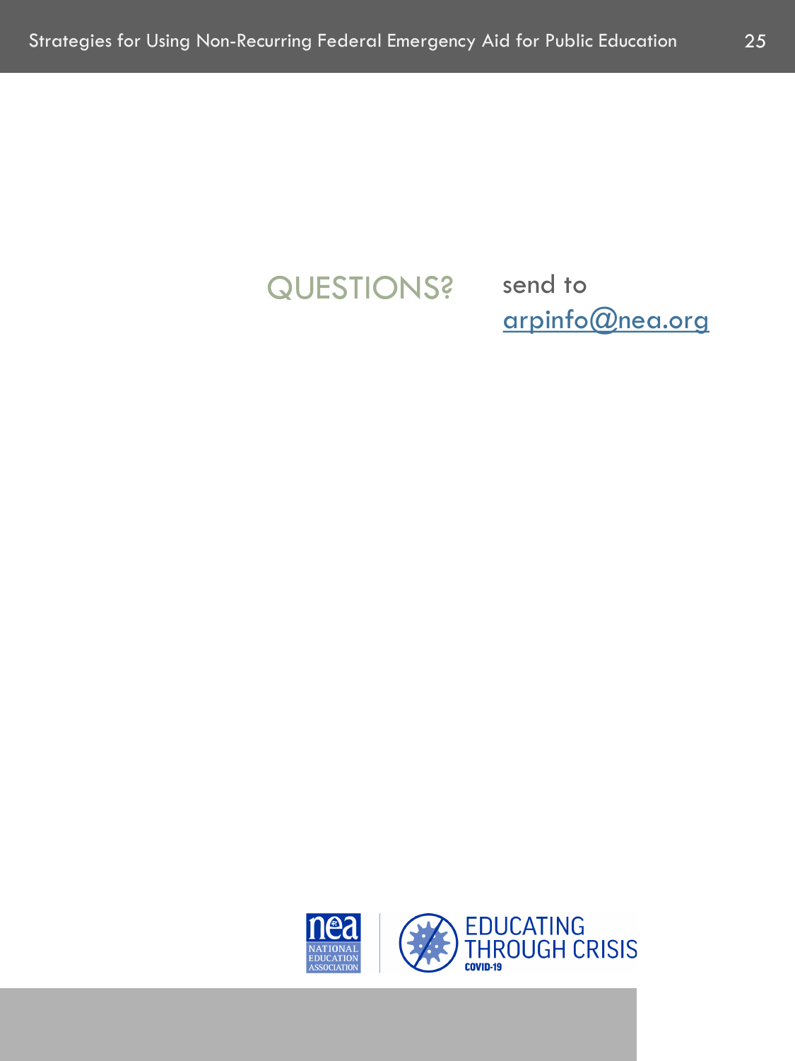QUESTIONS?

send to
arpinfo@nea.org

NEA NATIONAL EDUCATION ASSOCIATION | EDUCATING THROUGH CRISIS COVID-19